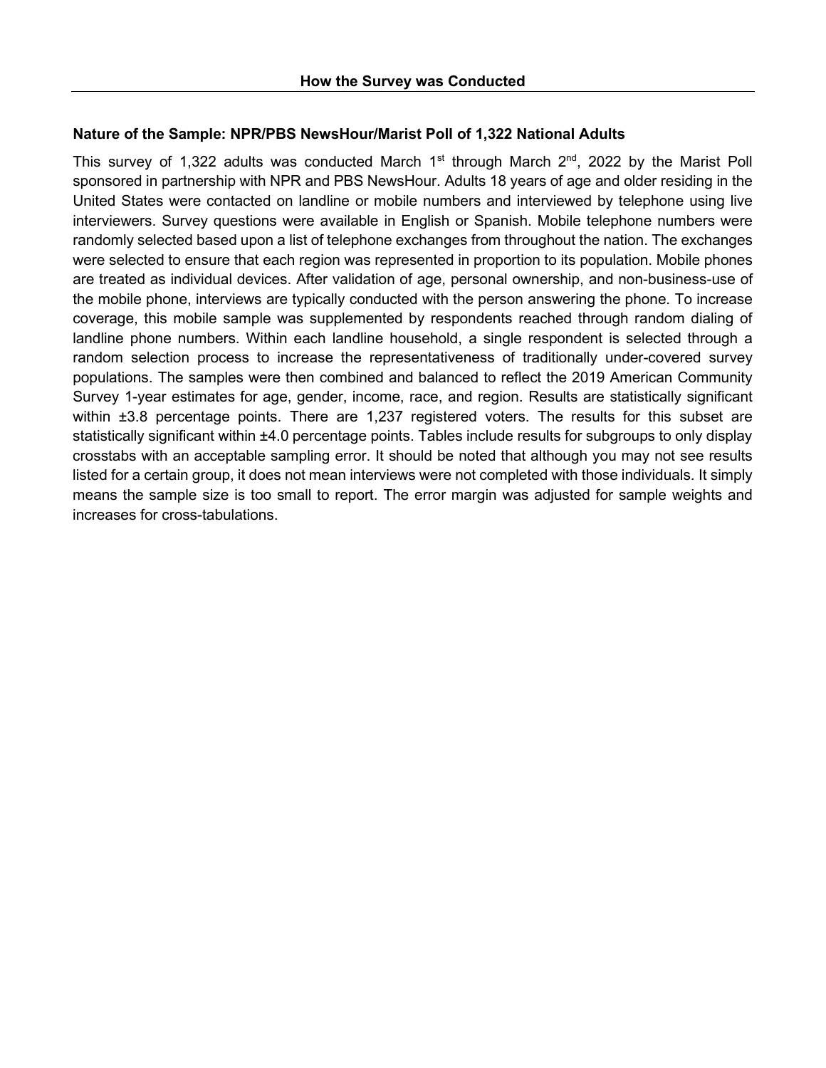## How the Survey was Conducted

**Nature of the Sample: NPR/PBS NewsHour/Marist Poll of 1,322 National Adults**

This survey of 1,322 adults was conducted March 1st through March 2nd, 2022 by the Marist Poll sponsored in partnership with NPR and PBS NewsHour. Adults 18 years of age and older residing in the United States were contacted on landline or mobile numbers and interviewed by telephone using live interviewers. Survey questions were available in English or Spanish. Mobile telephone numbers were randomly selected based upon a list of telephone exchanges from throughout the nation. The exchanges were selected to ensure that each region was represented in proportion to its population. Mobile phones are treated as individual devices. After validation of age, personal ownership, and non-business-use of the mobile phone, interviews are typically conducted with the person answering the phone. To increase coverage, this mobile sample was supplemented by respondents reached through random dialing of landline phone numbers. Within each landline household, a single respondent is selected through a random selection process to increase the representativeness of traditionally under-covered survey populations. The samples were then combined and balanced to reflect the 2019 American Community Survey 1-year estimates for age, gender, income, race, and region. Results are statistically significant within ±3.8 percentage points. There are 1,237 registered voters. The results for this subset are statistically significant within ±4.0 percentage points. Tables include results for subgroups to only display crosstabs with an acceptable sampling error. It should be noted that although you may not see results listed for a certain group, it does not mean interviews were not completed with those individuals. It simply means the sample size is too small to report. The error margin was adjusted for sample weights and increases for cross-tabulations.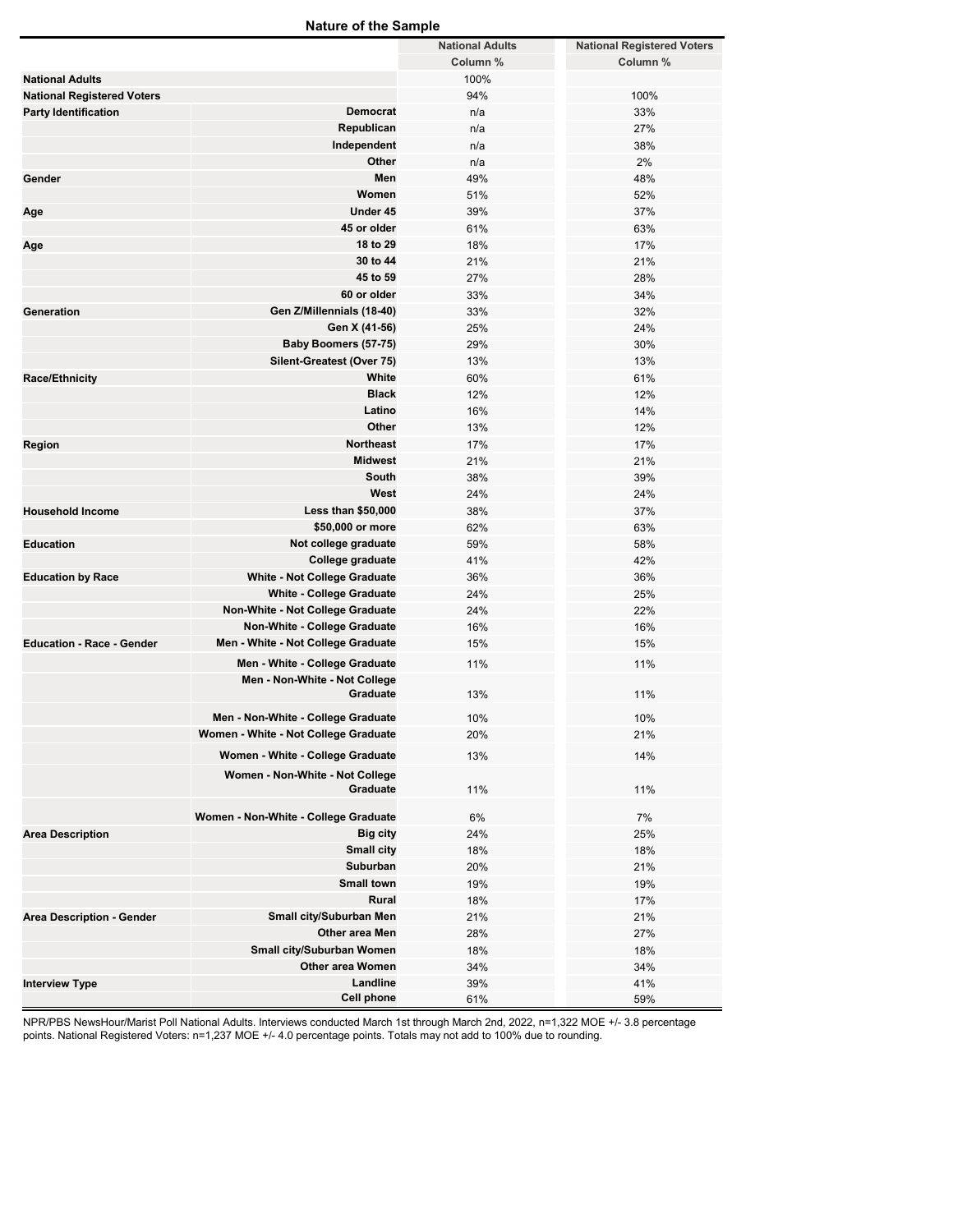## Nature of the Sample

| | | National Adults | National Registered Voters |
|---|---|---|---|
| | | Column % | Column % |
| National Adults | | 100% | |
| National Registered Voters | | 94% | 100% |
| Party Identification | Democrat | n/a | 33% |
| | Republican | n/a | 27% |
| | Independent | n/a | 38% |
| | Other | n/a | 2% |
| Gender | Men | 49% | 48% |
| | Women | 51% | 52% |
| Age | Under 45 | 39% | 37% |
| | 45 or older | 61% | 63% |
| Age | 18 to 29 | 18% | 17% |
| | 30 to 44 | 21% | 21% |
| | 45 to 59 | 27% | 28% |
| | 60 or older | 33% | 34% |
| Generation | Gen Z/Millennials (18-40) | 33% | 32% |
| | Gen X (41-56) | 25% | 24% |
| | Baby Boomers (57-75) | 29% | 30% |
| | Silent-Greatest (Over 75) | 13% | 13% |
| Race/Ethnicity | White | 60% | 61% |
| | Black | 12% | 12% |
| | Latino | 16% | 14% |
| | Other | 13% | 12% |
| Region | Northeast | 17% | 17% |
| | Midwest | 21% | 21% |
| | South | 38% | 39% |
| | West | 24% | 24% |
| Household Income | Less than $50,000 | 38% | 37% |
| | $50,000 or more | 62% | 63% |
| Education | Not college graduate | 59% | 58% |
| | College graduate | 41% | 42% |
| Education by Race | White - Not College Graduate | 36% | 36% |
| | White - College Graduate | 24% | 25% |
| | Non-White - Not College Graduate | 24% | 22% |
| | Non-White - College Graduate | 16% | 16% |
| Education - Race - Gender | Men - White - Not College Graduate | 15% | 15% |
| | Men - White - College Graduate | 11% | 11% |
| | Men - Non-White - Not College Graduate | 13% | 11% |
| | Men - Non-White - College Graduate | 10% | 10% |
| | Women - White - Not College Graduate | 20% | 21% |
| | Women - White - College Graduate | 13% | 14% |
| | Women - Non-White - Not College Graduate | 11% | 11% |
| | Women - Non-White - College Graduate | 6% | 7% |
| Area Description | Big city | 24% | 25% |
| | Small city | 18% | 18% |
| | Suburban | 20% | 21% |
| | Small town | 19% | 19% |
| | Rural | 18% | 17% |
| Area Description - Gender | Small city/Suburban Men | 21% | 21% |
| | Other area Men | 28% | 27% |
| | Small city/Suburban Women | 18% | 18% |
| | Other area Women | 34% | 34% |
| Interview Type | Landline | 39% | 41% |
| | Cell phone | 61% | 59% |

NPR/PBS NewsHour/Marist Poll National Adults. Interviews conducted March 1st through March 2nd, 2022, n=1,322 MOE +/- 3.8 percentage points. National Registered Voters: n=1,237 MOE +/- 4.0 percentage points. Totals may not add to 100% due to rounding.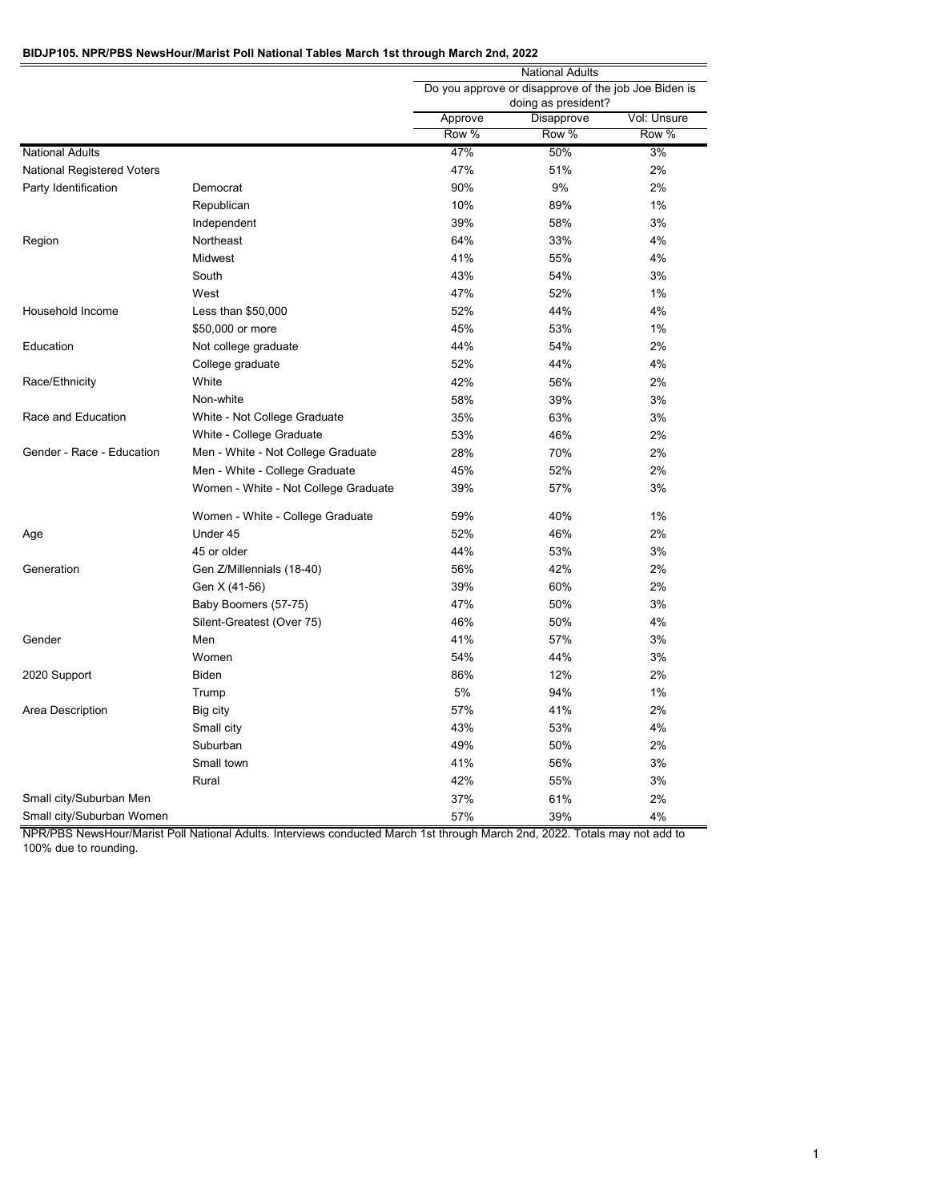**BIDJP105. NPR/PBS NewsHour/Marist Poll National Tables March 1st through March 2nd, 2022**

| | | National Adults | | |
|---|---|---|---|---|
| | | Do you approve or disapprove of the job Joe Biden is doing as president? | | |
| | | Approve | Disapprove | Vol: Unsure |
| | | Row % | Row % | Row % |
| National Adults | | 47% | 50% | 3% |
| National Registered Voters | | 47% | 51% | 2% |
| Party Identification | Democrat | 90% | 9% | 2% |
| | Republican | 10% | 89% | 1% |
| | Independent | 39% | 58% | 3% |
| Region | Northeast | 64% | 33% | 4% |
| | Midwest | 41% | 55% | 4% |
| | South | 43% | 54% | 3% |
| | West | 47% | 52% | 1% |
| Household Income | Less than $50,000 | 52% | 44% | 4% |
| | $50,000 or more | 45% | 53% | 1% |
| Education | Not college graduate | 44% | 54% | 2% |
| | College graduate | 52% | 44% | 4% |
| Race/Ethnicity | White | 42% | 56% | 2% |
| | Non-white | 58% | 39% | 3% |
| Race and Education | White - Not College Graduate | 35% | 63% | 3% |
| | White - College Graduate | 53% | 46% | 2% |
| Gender - Race - Education | Men - White - Not College Graduate | 28% | 70% | 2% |
| | Men - White - College Graduate | 45% | 52% | 2% |
| | Women - White - Not College Graduate | 39% | 57% | 3% |
| | Women - White - College Graduate | 59% | 40% | 1% |
| Age | Under 45 | 52% | 46% | 2% |
| | 45 or older | 44% | 53% | 3% |
| Generation | Gen Z/Millennials (18-40) | 56% | 42% | 2% |
| | Gen X (41-56) | 39% | 60% | 2% |
| | Baby Boomers (57-75) | 47% | 50% | 3% |
| | Silent-Greatest (Over 75) | 46% | 50% | 4% |
| Gender | Men | 41% | 57% | 3% |
| | Women | 54% | 44% | 3% |
| 2020 Support | Biden | 86% | 12% | 2% |
| | Trump | 5% | 94% | 1% |
| Area Description | Big city | 57% | 41% | 2% |
| | Small city | 43% | 53% | 4% |
| | Suburban | 49% | 50% | 2% |
| | Small town | 41% | 56% | 3% |
| | Rural | 42% | 55% | 3% |
| Small city/Suburban Men | | 37% | 61% | 2% |
| Small city/Suburban Women | | 57% | 39% | 4% |

NPR/PBS NewsHour/Marist Poll National Adults. Interviews conducted March 1st through March 2nd, 2022. Totals may not add to 100% due to rounding.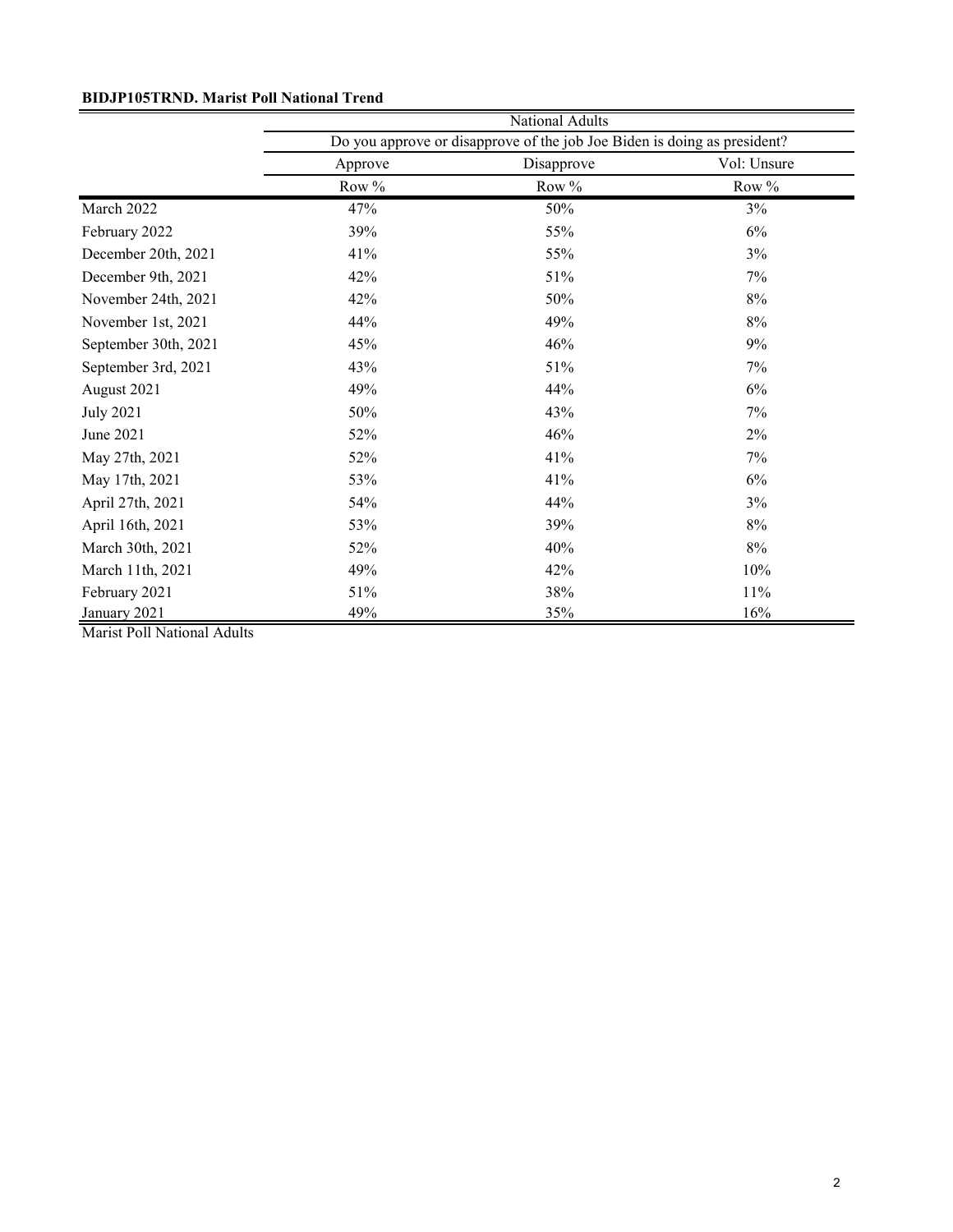**BIDJP105TRND. Marist Poll National Trend**

| | National Adults | | |
|---|---|---|---|
| | Do you approve or disapprove of the job Joe Biden is doing as president? | | |
| | Approve | Disapprove | Vol: Unsure |
| | Row % | Row % | Row % |
| March 2022 | 47% | 50% | 3% |
| February 2022 | 39% | 55% | 6% |
| December 20th, 2021 | 41% | 55% | 3% |
| December 9th, 2021 | 42% | 51% | 7% |
| November 24th, 2021 | 42% | 50% | 8% |
| November 1st, 2021 | 44% | 49% | 8% |
| September 30th, 2021 | 45% | 46% | 9% |
| September 3rd, 2021 | 43% | 51% | 7% |
| August 2021 | 49% | 44% | 6% |
| July 2021 | 50% | 43% | 7% |
| June 2021 | 52% | 46% | 2% |
| May 27th, 2021 | 52% | 41% | 7% |
| May 17th, 2021 | 53% | 41% | 6% |
| April 27th, 2021 | 54% | 44% | 3% |
| April 16th, 2021 | 53% | 39% | 8% |
| March 30th, 2021 | 52% | 40% | 8% |
| March 11th, 2021 | 49% | 42% | 10% |
| February 2021 | 51% | 38% | 11% |
| January 2021 | 49% | 35% | 16% |

Marist Poll National Adults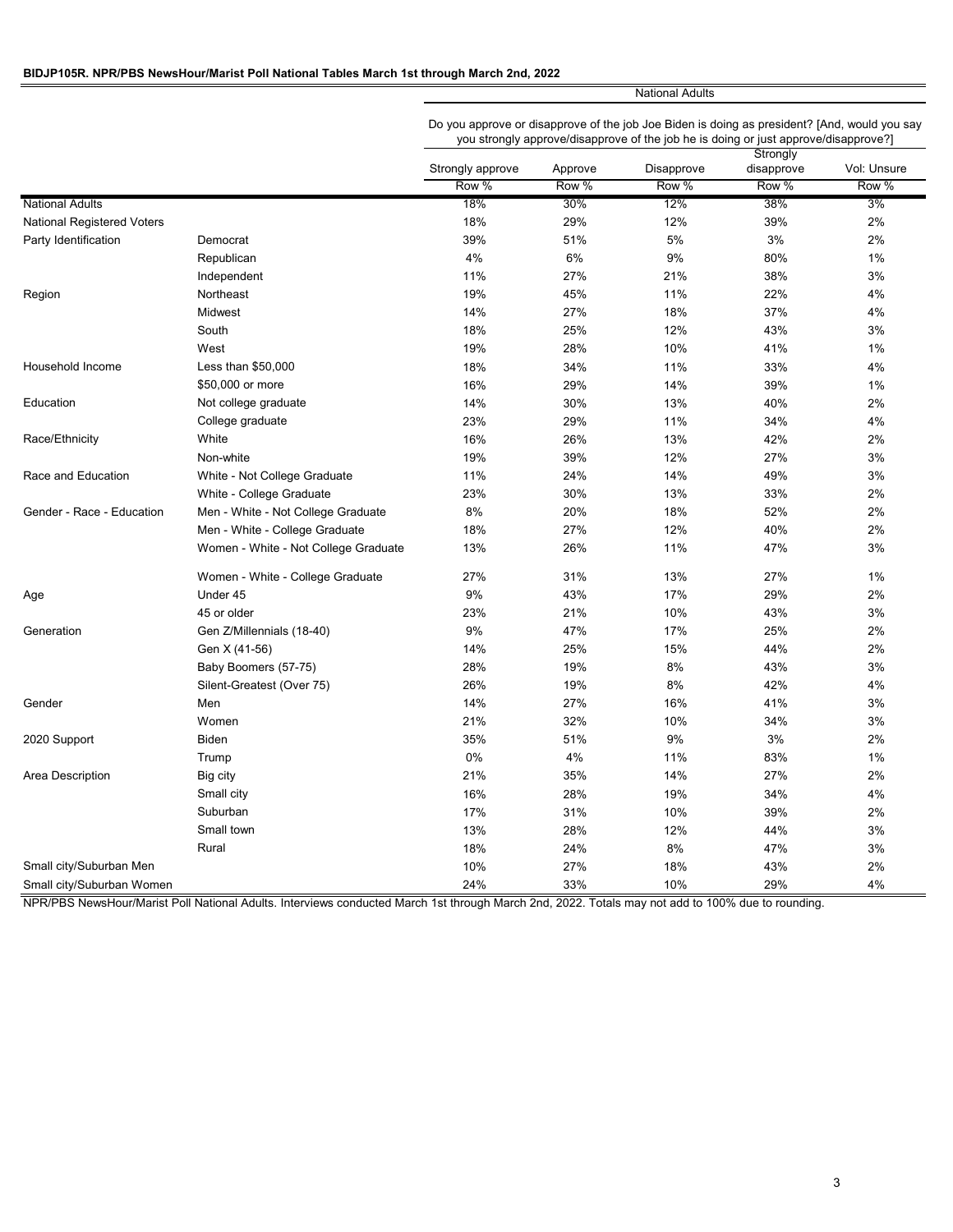**BIDJP105R. NPR/PBS NewsHour/Marist Poll National Tables March 1st through March 2nd, 2022**

| | | National Adults | | | | |
|---|---|---|---|---|---|---|
| | | Do you approve or disapprove of the job Joe Biden is doing as president? [And, would you say you strongly approve/disapprove of the job he is doing or just approve/disapprove?] | | | | |
| | | Strongly approve | Approve | Disapprove | Strongly disapprove | Vol: Unsure |
| | | Row % | Row % | Row % | Row % | Row % |
| National Adults | | 18% | 30% | 12% | 38% | 3% |
| National Registered Voters | | 18% | 29% | 12% | 39% | 2% |
| Party Identification | Democrat | 39% | 51% | 5% | 3% | 2% |
| | Republican | 4% | 6% | 9% | 80% | 1% |
| | Independent | 11% | 27% | 21% | 38% | 3% |
| Region | Northeast | 19% | 45% | 11% | 22% | 4% |
| | Midwest | 14% | 27% | 18% | 37% | 4% |
| | South | 18% | 25% | 12% | 43% | 3% |
| | West | 19% | 28% | 10% | 41% | 1% |
| Household Income | Less than $50,000 | 18% | 34% | 11% | 33% | 4% |
| | $50,000 or more | 16% | 29% | 14% | 39% | 1% |
| Education | Not college graduate | 14% | 30% | 13% | 40% | 2% |
| | College graduate | 23% | 29% | 11% | 34% | 4% |
| Race/Ethnicity | White | 16% | 26% | 13% | 42% | 2% |
| | Non-white | 19% | 39% | 12% | 27% | 3% |
| Race and Education | White - Not College Graduate | 11% | 24% | 14% | 49% | 3% |
| | White - College Graduate | 23% | 30% | 13% | 33% | 2% |
| Gender - Race - Education | Men - White - Not College Graduate | 8% | 20% | 18% | 52% | 2% |
| | Men - White - College Graduate | 18% | 27% | 12% | 40% | 2% |
| | Women - White - Not College Graduate | 13% | 26% | 11% | 47% | 3% |
| | Women - White - College Graduate | 27% | 31% | 13% | 27% | 1% |
| Age | Under 45 | 9% | 43% | 17% | 29% | 2% |
| | 45 or older | 23% | 21% | 10% | 43% | 3% |
| Generation | Gen Z/Millennials (18-40) | 9% | 47% | 17% | 25% | 2% |
| | Gen X (41-56) | 14% | 25% | 15% | 44% | 2% |
| | Baby Boomers (57-75) | 28% | 19% | 8% | 43% | 3% |
| | Silent-Greatest (Over 75) | 26% | 19% | 8% | 42% | 4% |
| Gender | Men | 14% | 27% | 16% | 41% | 3% |
| | Women | 21% | 32% | 10% | 34% | 3% |
| 2020 Support | Biden | 35% | 51% | 9% | 3% | 2% |
| | Trump | 0% | 4% | 11% | 83% | 1% |
| Area Description | Big city | 21% | 35% | 14% | 27% | 2% |
| | Small city | 16% | 28% | 19% | 34% | 4% |
| | Suburban | 17% | 31% | 10% | 39% | 2% |
| | Small town | 13% | 28% | 12% | 44% | 3% |
| | Rural | 18% | 24% | 8% | 47% | 3% |
| Small city/Suburban Men | | 10% | 27% | 18% | 43% | 2% |
| Small city/Suburban Women | | 24% | 33% | 10% | 29% | 4% |

NPR/PBS NewsHour/Marist Poll National Adults. Interviews conducted March 1st through March 2nd, 2022. Totals may not add to 100% due to rounding.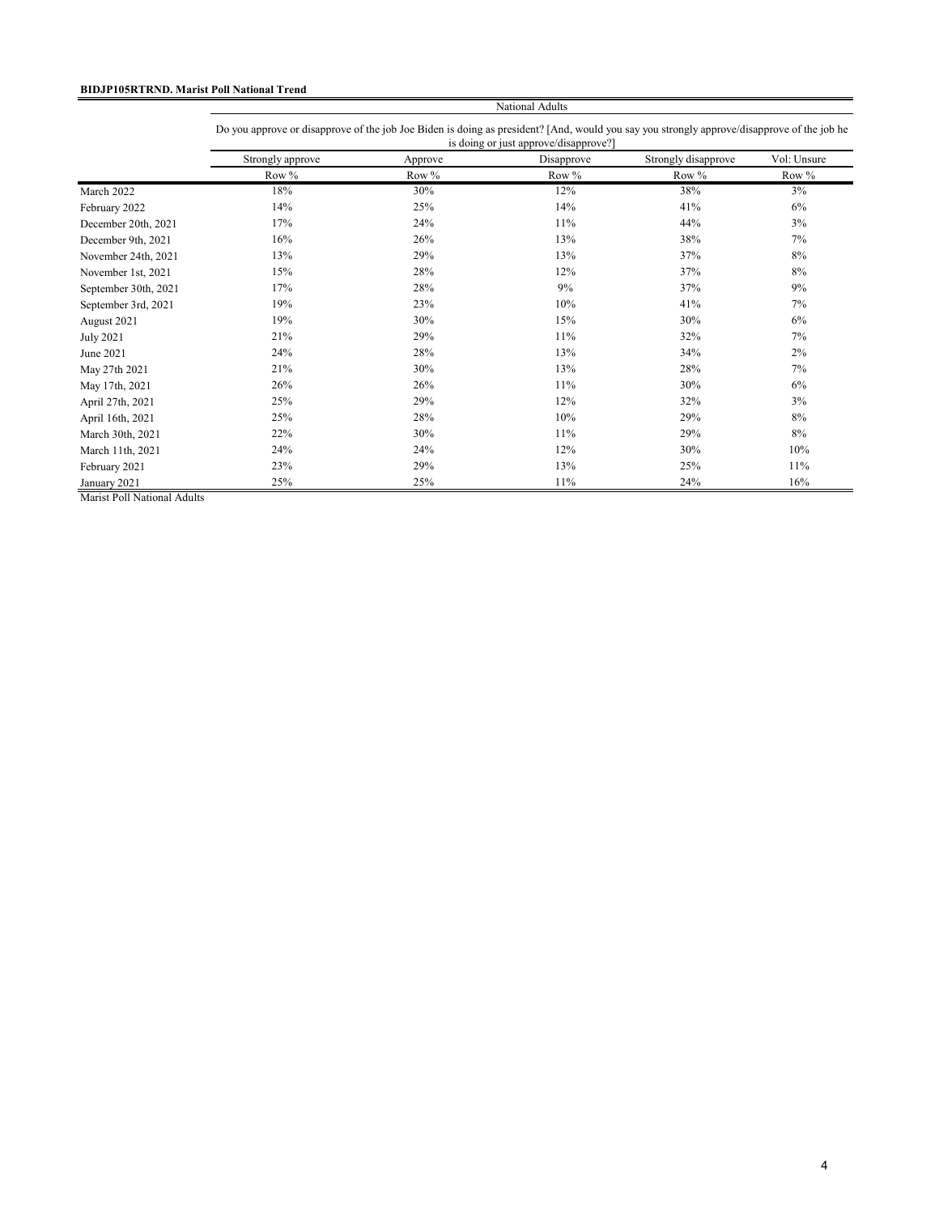**BIDJP105RTRND. Marist Poll National Trend**

| | National Adults | | | | |
|---|---|---|---|---|---|
| | Do you approve or disapprove of the job Joe Biden is doing as president? [And, would you say you strongly approve/disapprove of the job he is doing or just approve/disapprove?] | | | | |
| | Strongly approve | Approve | Disapprove | Strongly disapprove | Vol: Unsure |
| | Row % | Row % | Row % | Row % | Row % |
| March 2022 | 18% | 30% | 12% | 38% | 3% |
| February 2022 | 14% | 25% | 14% | 41% | 6% |
| December 20th, 2021 | 17% | 24% | 11% | 44% | 3% |
| December 9th, 2021 | 16% | 26% | 13% | 38% | 7% |
| November 24th, 2021 | 13% | 29% | 13% | 37% | 8% |
| November 1st, 2021 | 15% | 28% | 12% | 37% | 8% |
| September 30th, 2021 | 17% | 28% | 9% | 37% | 9% |
| September 3rd, 2021 | 19% | 23% | 10% | 41% | 7% |
| August 2021 | 19% | 30% | 15% | 30% | 6% |
| July 2021 | 21% | 29% | 11% | 32% | 7% |
| June 2021 | 24% | 28% | 13% | 34% | 2% |
| May 27th 2021 | 21% | 30% | 13% | 28% | 7% |
| May 17th, 2021 | 26% | 26% | 11% | 30% | 6% |
| April 27th, 2021 | 25% | 29% | 12% | 32% | 3% |
| April 16th, 2021 | 25% | 28% | 10% | 29% | 8% |
| March 30th, 2021 | 22% | 30% | 11% | 29% | 8% |
| March 11th, 2021 | 24% | 24% | 12% | 30% | 10% |
| February 2021 | 23% | 29% | 13% | 25% | 11% |
| January 2021 | 25% | 25% | 11% | 24% | 16% |

Marist Poll National Adults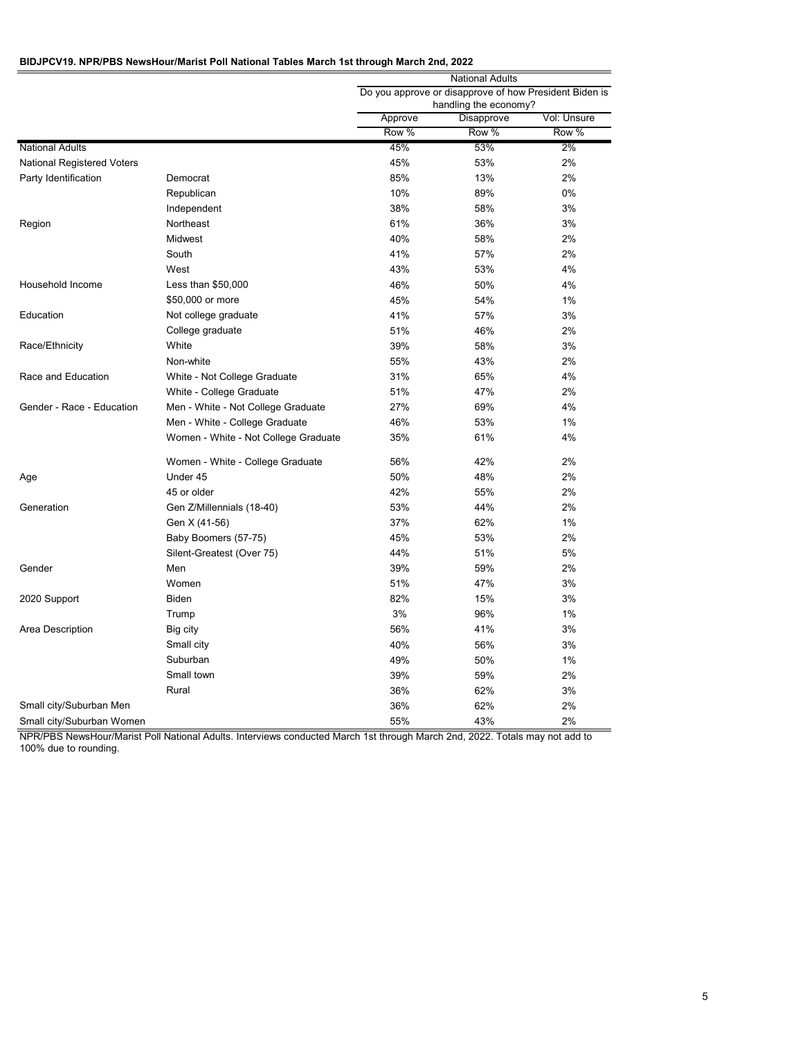**BIDJPCV19. NPR/PBS NewsHour/Marist Poll National Tables March 1st through March 2nd, 2022**

| | | National Adults | | |
|---|---|---|---|---|
| | | Do you approve or disapprove of how President Biden is handling the economy? | | |
| | | Approve | Disapprove | Vol: Unsure |
| | | Row % | Row % | Row % |
| National Adults | | 45% | 53% | 2% |
| National Registered Voters | | 45% | 53% | 2% |
| Party Identification | Democrat | 85% | 13% | 2% |
| | Republican | 10% | 89% | 0% |
| | Independent | 38% | 58% | 3% |
| Region | Northeast | 61% | 36% | 3% |
| | Midwest | 40% | 58% | 2% |
| | South | 41% | 57% | 2% |
| | West | 43% | 53% | 4% |
| Household Income | Less than $50,000 | 46% | 50% | 4% |
| | $50,000 or more | 45% | 54% | 1% |
| Education | Not college graduate | 41% | 57% | 3% |
| | College graduate | 51% | 46% | 2% |
| Race/Ethnicity | White | 39% | 58% | 3% |
| | Non-white | 55% | 43% | 2% |
| Race and Education | White - Not College Graduate | 31% | 65% | 4% |
| | White - College Graduate | 51% | 47% | 2% |
| Gender - Race - Education | Men - White - Not College Graduate | 27% | 69% | 4% |
| | Men - White - College Graduate | 46% | 53% | 1% |
| | Women - White - Not College Graduate | 35% | 61% | 4% |
| | Women - White - College Graduate | 56% | 42% | 2% |
| Age | Under 45 | 50% | 48% | 2% |
| | 45 or older | 42% | 55% | 2% |
| Generation | Gen Z/Millennials (18-40) | 53% | 44% | 2% |
| | Gen X (41-56) | 37% | 62% | 1% |
| | Baby Boomers (57-75) | 45% | 53% | 2% |
| | Silent-Greatest (Over 75) | 44% | 51% | 5% |
| Gender | Men | 39% | 59% | 2% |
| | Women | 51% | 47% | 3% |
| 2020 Support | Biden | 82% | 15% | 3% |
| | Trump | 3% | 96% | 1% |
| Area Description | Big city | 56% | 41% | 3% |
| | Small city | 40% | 56% | 3% |
| | Suburban | 49% | 50% | 1% |
| | Small town | 39% | 59% | 2% |
| | Rural | 36% | 62% | 3% |
| Small city/Suburban Men | | 36% | 62% | 2% |
| Small city/Suburban Women | | 55% | 43% | 2% |

NPR/PBS NewsHour/Marist Poll National Adults. Interviews conducted March 1st through March 2nd, 2022. Totals may not add to 100% due to rounding.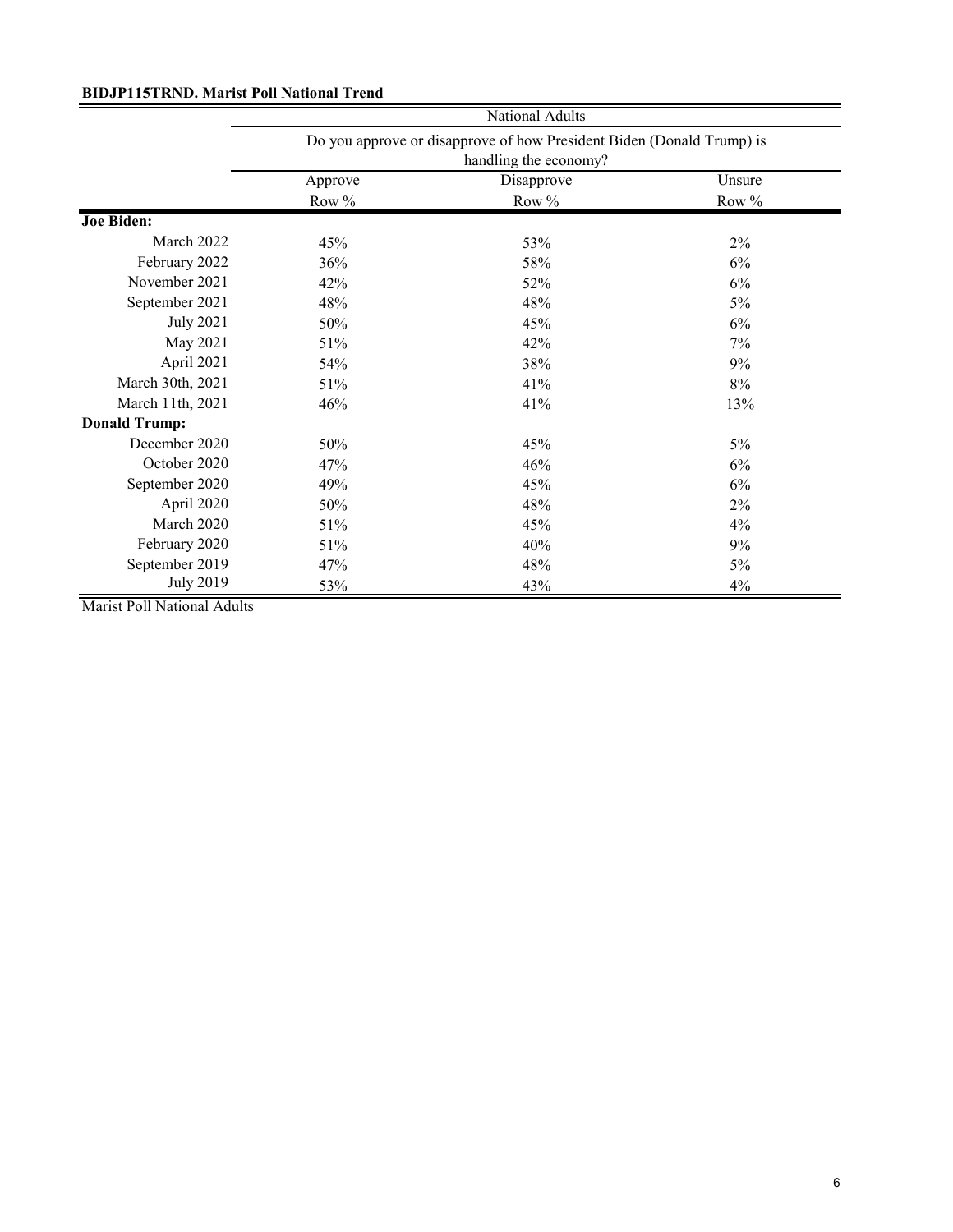**BIDJP115TRND. Marist Poll National Trend**

| | National Adults | | |
|---|---|---|---|
| | Do you approve or disapprove of how President Biden (Donald Trump) is handling the economy? | | |
| | Approve | Disapprove | Unsure |
| | Row % | Row % | Row % |
| **Joe Biden:** | | | |
| March 2022 | 45% | 53% | 2% |
| February 2022 | 36% | 58% | 6% |
| November 2021 | 42% | 52% | 6% |
| September 2021 | 48% | 48% | 5% |
| July 2021 | 50% | 45% | 6% |
| May 2021 | 51% | 42% | 7% |
| April 2021 | 54% | 38% | 9% |
| March 30th, 2021 | 51% | 41% | 8% |
| March 11th, 2021 | 46% | 41% | 13% |
| **Donald Trump:** | | | |
| December 2020 | 50% | 45% | 5% |
| October 2020 | 47% | 46% | 6% |
| September 2020 | 49% | 45% | 6% |
| April 2020 | 50% | 48% | 2% |
| March 2020 | 51% | 45% | 4% |
| February 2020 | 51% | 40% | 9% |
| September 2019 | 47% | 48% | 5% |
| July 2019 | 53% | 43% | 4% |

Marist Poll National Adults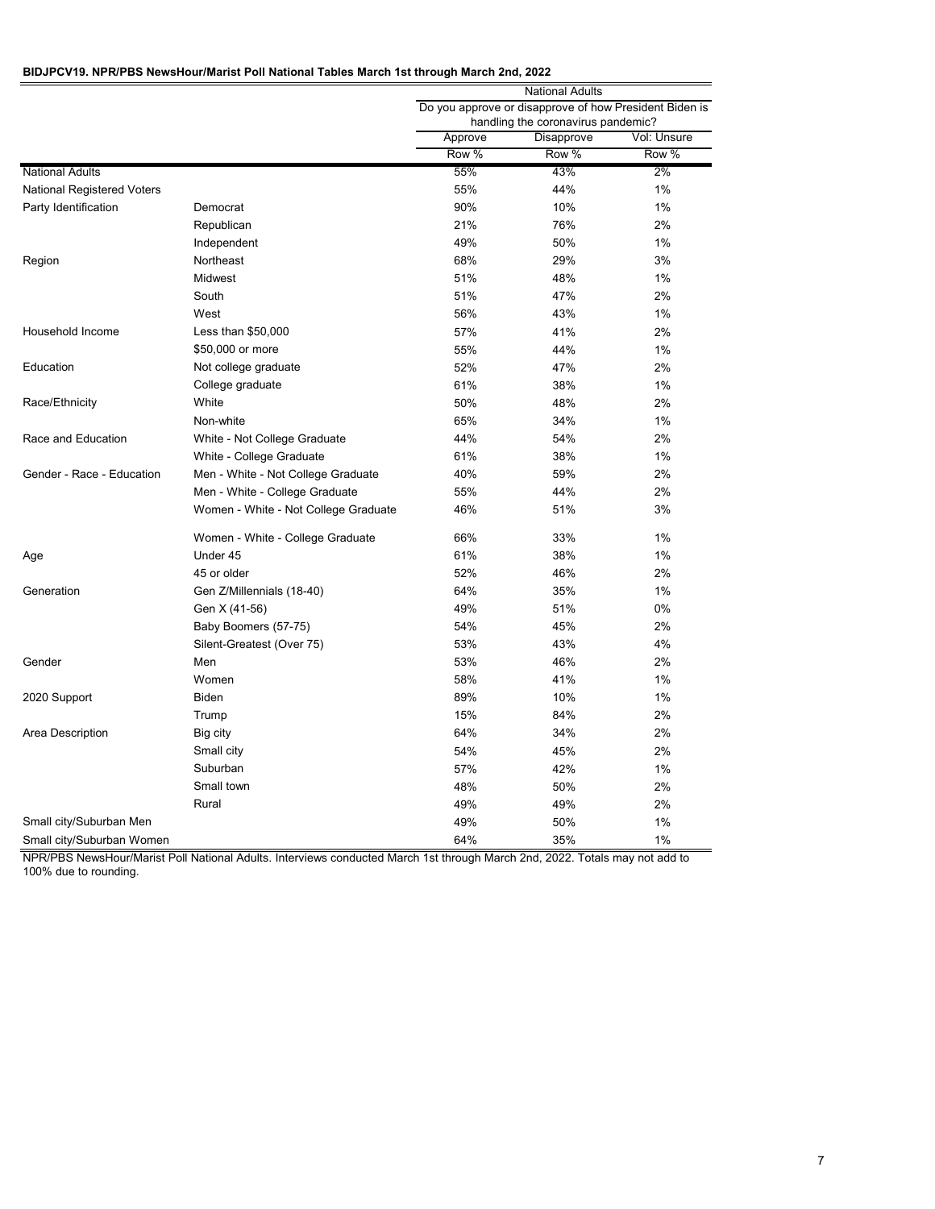**BIDJPCV19. NPR/PBS NewsHour/Marist Poll National Tables March 1st through March 2nd, 2022**

| | | National Adults | | |
|---|---|---|---|---|
| | | Do you approve or disapprove of how President Biden is handling the coronavirus pandemic? | | |
| | | Approve | Disapprove | Vol: Unsure |
| | | Row % | Row % | Row % |
| National Adults | | 55% | 43% | 2% |
| National Registered Voters | | 55% | 44% | 1% |
| Party Identification | Democrat | 90% | 10% | 1% |
| | Republican | 21% | 76% | 2% |
| | Independent | 49% | 50% | 1% |
| Region | Northeast | 68% | 29% | 3% |
| | Midwest | 51% | 48% | 1% |
| | South | 51% | 47% | 2% |
| | West | 56% | 43% | 1% |
| Household Income | Less than $50,000 | 57% | 41% | 2% |
| | $50,000 or more | 55% | 44% | 1% |
| Education | Not college graduate | 52% | 47% | 2% |
| | College graduate | 61% | 38% | 1% |
| Race/Ethnicity | White | 50% | 48% | 2% |
| | Non-white | 65% | 34% | 1% |
| Race and Education | White - Not College Graduate | 44% | 54% | 2% |
| | White - College Graduate | 61% | 38% | 1% |
| Gender - Race - Education | Men - White - Not College Graduate | 40% | 59% | 2% |
| | Men - White - College Graduate | 55% | 44% | 2% |
| | Women - White - Not College Graduate | 46% | 51% | 3% |
| | Women - White - College Graduate | 66% | 33% | 1% |
| Age | Under 45 | 61% | 38% | 1% |
| | 45 or older | 52% | 46% | 2% |
| Generation | Gen Z/Millennials (18-40) | 64% | 35% | 1% |
| | Gen X (41-56) | 49% | 51% | 0% |
| | Baby Boomers (57-75) | 54% | 45% | 2% |
| | Silent-Greatest (Over 75) | 53% | 43% | 4% |
| Gender | Men | 53% | 46% | 2% |
| | Women | 58% | 41% | 1% |
| 2020 Support | Biden | 89% | 10% | 1% |
| | Trump | 15% | 84% | 2% |
| Area Description | Big city | 64% | 34% | 2% |
| | Small city | 54% | 45% | 2% |
| | Suburban | 57% | 42% | 1% |
| | Small town | 48% | 50% | 2% |
| | Rural | 49% | 49% | 2% |
| Small city/Suburban Men | | 49% | 50% | 1% |
| Small city/Suburban Women | | 64% | 35% | 1% |

NPR/PBS NewsHour/Marist Poll National Adults. Interviews conducted March 1st through March 2nd, 2022. Totals may not add to 100% due to rounding.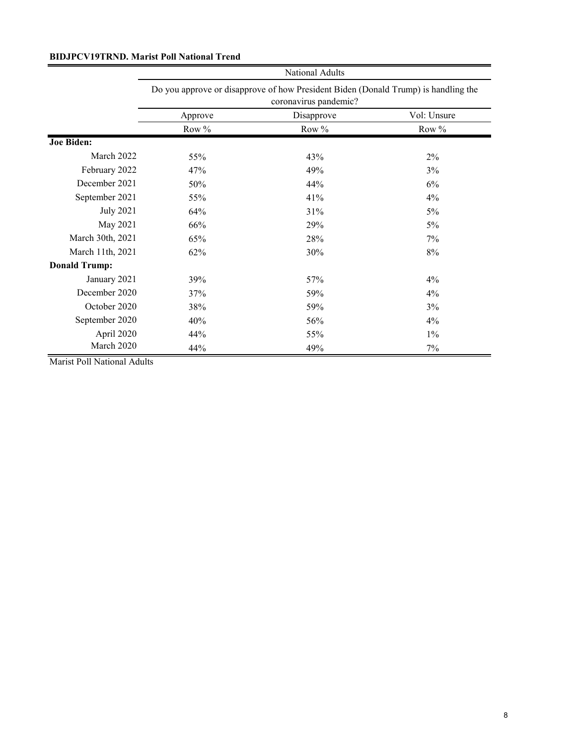**BIDJPCV19TRND. Marist Poll National Trend**

| | National Adults | | |
|---|---|---|---|
| | Do you approve or disapprove of how President Biden (Donald Trump) is handling the coronavirus pandemic? | | |
| | Approve | Disapprove | Vol: Unsure |
| | Row % | Row % | Row % |
| **Joe Biden:** | | | |
| March 2022 | 55% | 43% | 2% |
| February 2022 | 47% | 49% | 3% |
| December 2021 | 50% | 44% | 6% |
| September 2021 | 55% | 41% | 4% |
| July 2021 | 64% | 31% | 5% |
| May 2021 | 66% | 29% | 5% |
| March 30th, 2021 | 65% | 28% | 7% |
| March 11th, 2021 | 62% | 30% | 8% |
| **Donald Trump:** | | | |
| January 2021 | 39% | 57% | 4% |
| December 2020 | 37% | 59% | 4% |
| October 2020 | 38% | 59% | 3% |
| September 2020 | 40% | 56% | 4% |
| April 2020 | 44% | 55% | 1% |
| March 2020 | 44% | 49% | 7% |

Marist Poll National Adults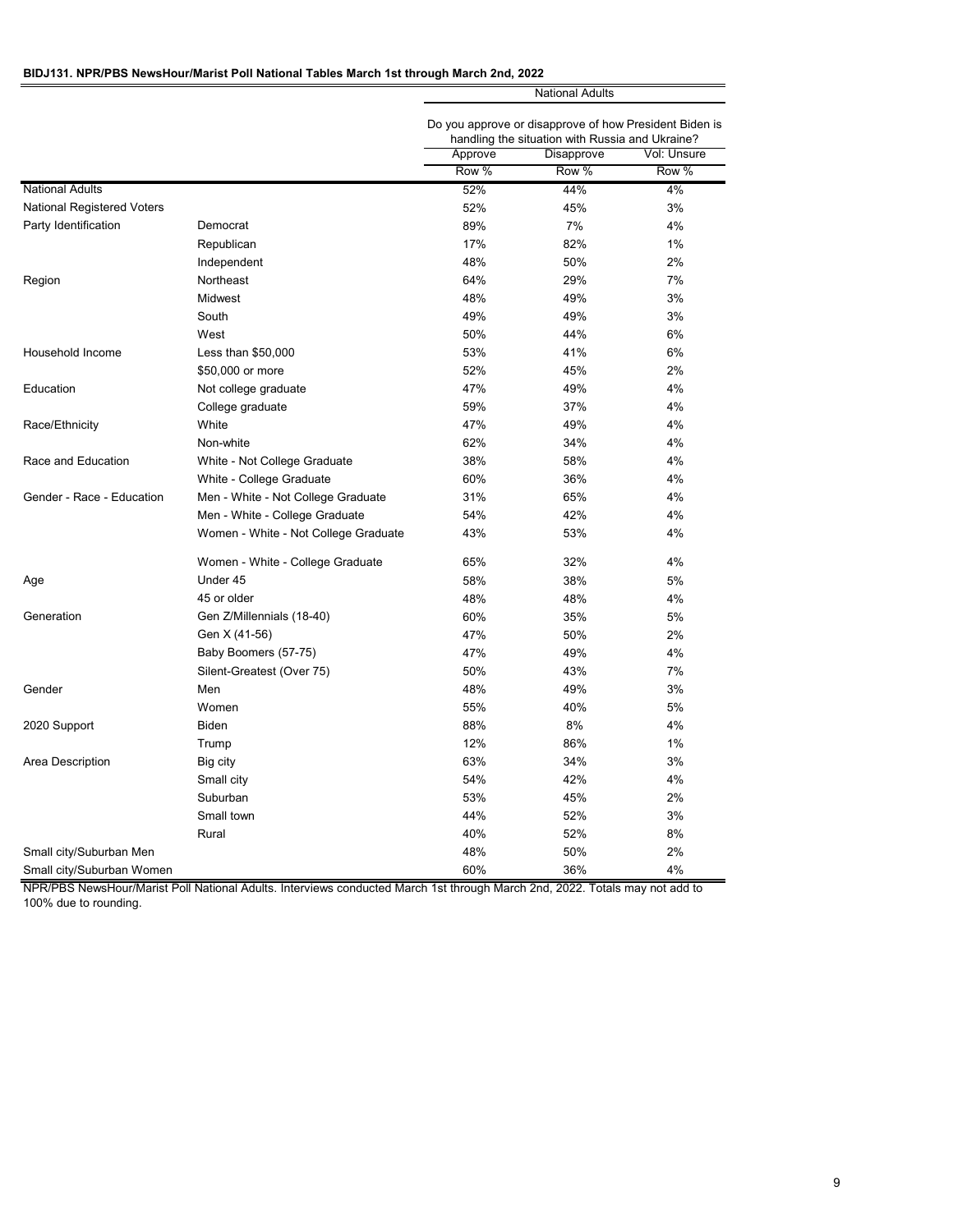**BIDJ131. NPR/PBS NewsHour/Marist Poll National Tables March 1st through March 2nd, 2022**

| | | National Adults | | |
|---|---|---|---|---|
| | | Do you approve or disapprove of how President Biden is handling the situation with Russia and Ukraine? | | |
| | | Approve | Disapprove | Vol: Unsure |
| | | Row % | Row % | Row % |
| National Adults | | 52% | 44% | 4% |
| National Registered Voters | | 52% | 45% | 3% |
| Party Identification | Democrat | 89% | 7% | 4% |
| | Republican | 17% | 82% | 1% |
| | Independent | 48% | 50% | 2% |
| Region | Northeast | 64% | 29% | 7% |
| | Midwest | 48% | 49% | 3% |
| | South | 49% | 49% | 3% |
| | West | 50% | 44% | 6% |
| Household Income | Less than $50,000 | 53% | 41% | 6% |
| | $50,000 or more | 52% | 45% | 2% |
| Education | Not college graduate | 47% | 49% | 4% |
| | College graduate | 59% | 37% | 4% |
| Race/Ethnicity | White | 47% | 49% | 4% |
| | Non-white | 62% | 34% | 4% |
| Race and Education | White - Not College Graduate | 38% | 58% | 4% |
| | White - College Graduate | 60% | 36% | 4% |
| Gender - Race - Education | Men - White - Not College Graduate | 31% | 65% | 4% |
| | Men - White - College Graduate | 54% | 42% | 4% |
| | Women - White - Not College Graduate | 43% | 53% | 4% |
| | Women - White - College Graduate | 65% | 32% | 4% |
| Age | Under 45 | 58% | 38% | 5% |
| | 45 or older | 48% | 48% | 4% |
| Generation | Gen Z/Millennials (18-40) | 60% | 35% | 5% |
| | Gen X (41-56) | 47% | 50% | 2% |
| | Baby Boomers (57-75) | 47% | 49% | 4% |
| | Silent-Greatest (Over 75) | 50% | 43% | 7% |
| Gender | Men | 48% | 49% | 3% |
| | Women | 55% | 40% | 5% |
| 2020 Support | Biden | 88% | 8% | 4% |
| | Trump | 12% | 86% | 1% |
| Area Description | Big city | 63% | 34% | 3% |
| | Small city | 54% | 42% | 4% |
| | Suburban | 53% | 45% | 2% |
| | Small town | 44% | 52% | 3% |
| | Rural | 40% | 52% | 8% |
| Small city/Suburban Men | | 48% | 50% | 2% |
| Small city/Suburban Women | | 60% | 36% | 4% |

NPR/PBS NewsHour/Marist Poll National Adults. Interviews conducted March 1st through March 2nd, 2022. Totals may not add to 100% due to rounding.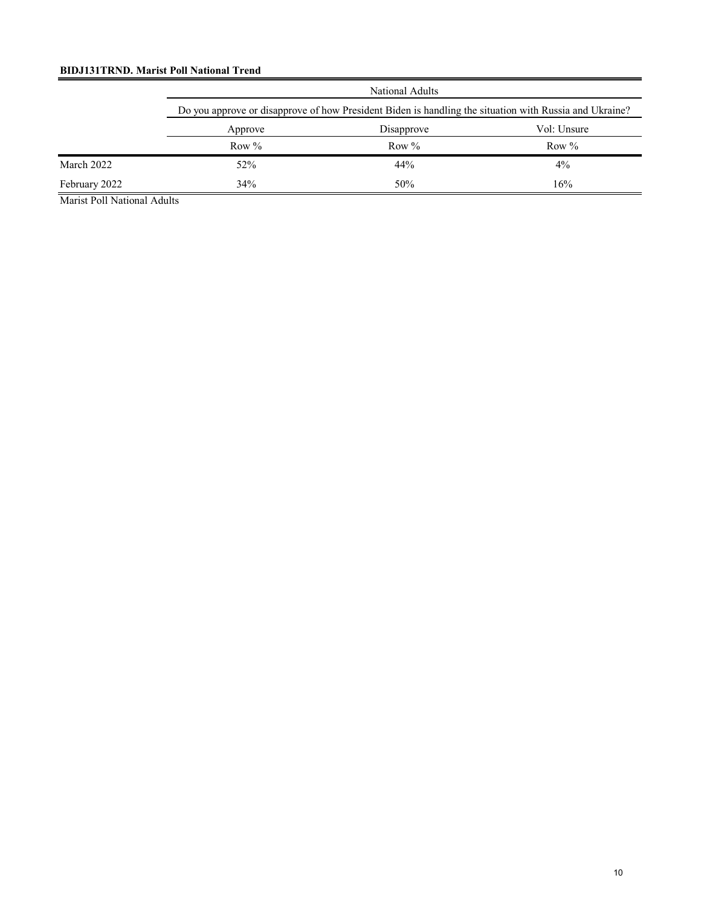**BIDJ131TRND. Marist Poll National Trend**

| | National Adults | | |
|---|---|---|---|
| | Do you approve or disapprove of how President Biden is handling the situation with Russia and Ukraine? | | |
| | Approve | Disapprove | Vol: Unsure |
| | Row % | Row % | Row % |
| March 2022 | 52% | 44% | 4% |
| February 2022 | 34% | 50% | 16% |

Marist Poll National Adults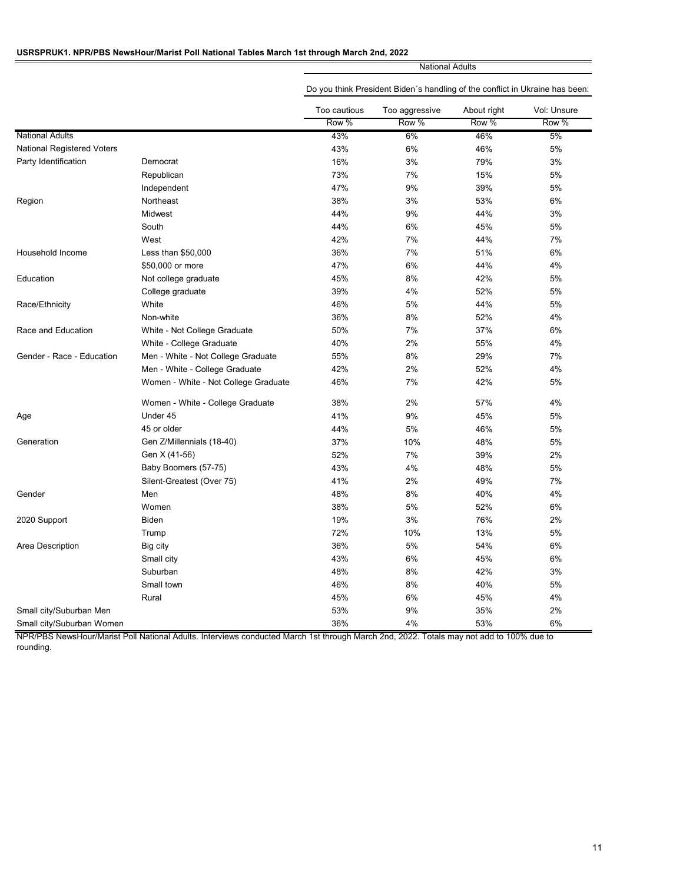**USRSPRUK1. NPR/PBS NewsHour/Marist Poll National Tables March 1st through March 2nd, 2022**

| | | National Adults | | | |
|---|---|---|---|---|---|
| | | Do you think President Biden´s handling of the conflict in Ukraine has been: | | | |
| | | Too cautious | Too aggressive | About right | Vol: Unsure |
| | | Row % | Row % | Row % | Row % |
| National Adults | | 43% | 6% | 46% | 5% |
| National Registered Voters | | 43% | 6% | 46% | 5% |
| Party Identification | Democrat | 16% | 3% | 79% | 3% |
| | Republican | 73% | 7% | 15% | 5% |
| | Independent | 47% | 9% | 39% | 5% |
| Region | Northeast | 38% | 3% | 53% | 6% |
| | Midwest | 44% | 9% | 44% | 3% |
| | South | 44% | 6% | 45% | 5% |
| | West | 42% | 7% | 44% | 7% |
| Household Income | Less than $50,000 | 36% | 7% | 51% | 6% |
| | $50,000 or more | 47% | 6% | 44% | 4% |
| Education | Not college graduate | 45% | 8% | 42% | 5% |
| | College graduate | 39% | 4% | 52% | 5% |
| Race/Ethnicity | White | 46% | 5% | 44% | 5% |
| | Non-white | 36% | 8% | 52% | 4% |
| Race and Education | White - Not College Graduate | 50% | 7% | 37% | 6% |
| | White - College Graduate | 40% | 2% | 55% | 4% |
| Gender - Race - Education | Men - White - Not College Graduate | 55% | 8% | 29% | 7% |
| | Men - White - College Graduate | 42% | 2% | 52% | 4% |
| | Women - White - Not College Graduate | 46% | 7% | 42% | 5% |
| | Women - White - College Graduate | 38% | 2% | 57% | 4% |
| Age | Under 45 | 41% | 9% | 45% | 5% |
| | 45 or older | 44% | 5% | 46% | 5% |
| Generation | Gen Z/Millennials (18-40) | 37% | 10% | 48% | 5% |
| | Gen X (41-56) | 52% | 7% | 39% | 2% |
| | Baby Boomers (57-75) | 43% | 4% | 48% | 5% |
| | Silent-Greatest (Over 75) | 41% | 2% | 49% | 7% |
| Gender | Men | 48% | 8% | 40% | 4% |
| | Women | 38% | 5% | 52% | 6% |
| 2020 Support | Biden | 19% | 3% | 76% | 2% |
| | Trump | 72% | 10% | 13% | 5% |
| Area Description | Big city | 36% | 5% | 54% | 6% |
| | Small city | 43% | 6% | 45% | 6% |
| | Suburban | 48% | 8% | 42% | 3% |
| | Small town | 46% | 8% | 40% | 5% |
| | Rural | 45% | 6% | 45% | 4% |
| Small city/Suburban Men | | 53% | 9% | 35% | 2% |
| Small city/Suburban Women | | 36% | 4% | 53% | 6% |

NPR/PBS NewsHour/Marist Poll National Adults. Interviews conducted March 1st through March 2nd, 2022. Totals may not add to 100% due to rounding.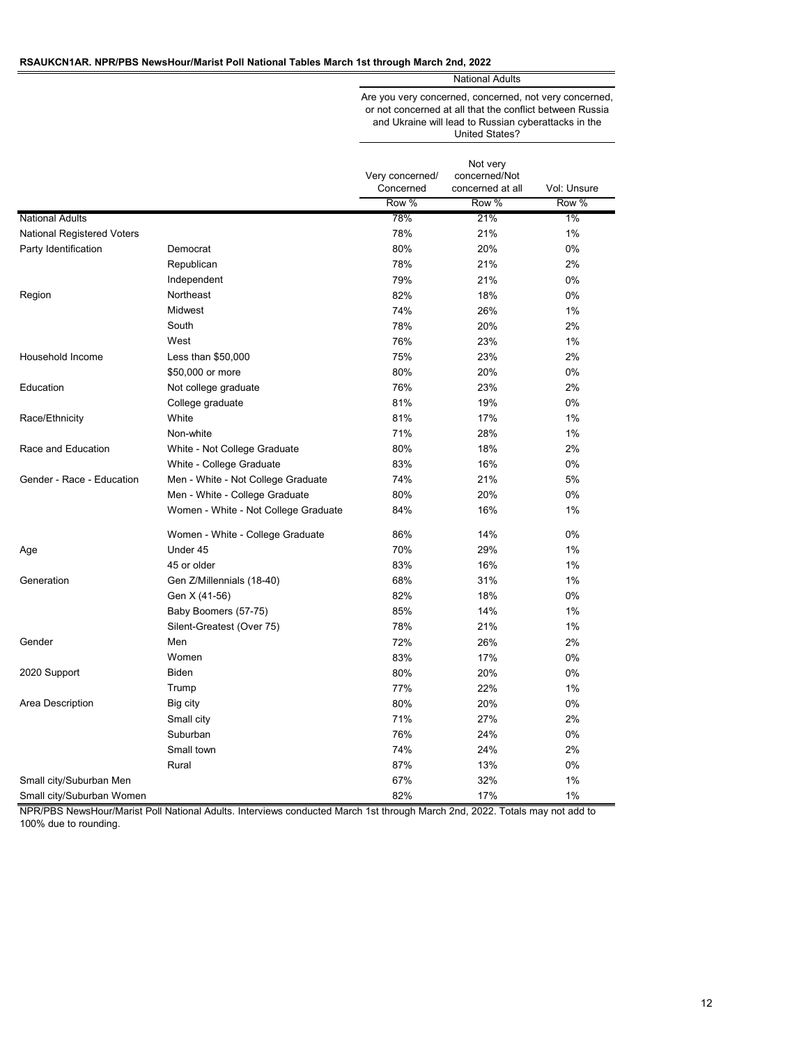**RSAUKCN1AR. NPR/PBS NewsHour/Marist Poll National Tables March 1st through March 2nd, 2022**

| | | National Adults | | |
|---|---|---|---|---|
| | | Are you very concerned, concerned, not very concerned, or not concerned at all that the conflict between Russia and Ukraine will lead to Russian cyberattacks in the United States? | | |
| | | Very concerned/ Concerned | Not very concerned/Not concerned at all | Vol: Unsure |
| | | Row % | Row % | Row % |
| National Adults | | 78% | 21% | 1% |
| National Registered Voters | | 78% | 21% | 1% |
| Party Identification | Democrat | 80% | 20% | 0% |
| | Republican | 78% | 21% | 2% |
| | Independent | 79% | 21% | 0% |
| Region | Northeast | 82% | 18% | 0% |
| | Midwest | 74% | 26% | 1% |
| | South | 78% | 20% | 2% |
| | West | 76% | 23% | 1% |
| Household Income | Less than $50,000 | 75% | 23% | 2% |
| | $50,000 or more | 80% | 20% | 0% |
| Education | Not college graduate | 76% | 23% | 2% |
| | College graduate | 81% | 19% | 0% |
| Race/Ethnicity | White | 81% | 17% | 1% |
| | Non-white | 71% | 28% | 1% |
| Race and Education | White - Not College Graduate | 80% | 18% | 2% |
| | White - College Graduate | 83% | 16% | 0% |
| Gender - Race - Education | Men - White - Not College Graduate | 74% | 21% | 5% |
| | Men - White - College Graduate | 80% | 20% | 0% |
| | Women - White - Not College Graduate | 84% | 16% | 1% |
| | Women - White - College Graduate | 86% | 14% | 0% |
| Age | Under 45 | 70% | 29% | 1% |
| | 45 or older | 83% | 16% | 1% |
| Generation | Gen Z/Millennials (18-40) | 68% | 31% | 1% |
| | Gen X (41-56) | 82% | 18% | 0% |
| | Baby Boomers (57-75) | 85% | 14% | 1% |
| | Silent-Greatest (Over 75) | 78% | 21% | 1% |
| Gender | Men | 72% | 26% | 2% |
| | Women | 83% | 17% | 0% |
| 2020 Support | Biden | 80% | 20% | 0% |
| | Trump | 77% | 22% | 1% |
| Area Description | Big city | 80% | 20% | 0% |
| | Small city | 71% | 27% | 2% |
| | Suburban | 76% | 24% | 0% |
| | Small town | 74% | 24% | 2% |
| | Rural | 87% | 13% | 0% |
| Small city/Suburban Men | | 67% | 32% | 1% |
| Small city/Suburban Women | | 82% | 17% | 1% |

NPR/PBS NewsHour/Marist Poll National Adults. Interviews conducted March 1st through March 2nd, 2022. Totals may not add to 100% due to rounding.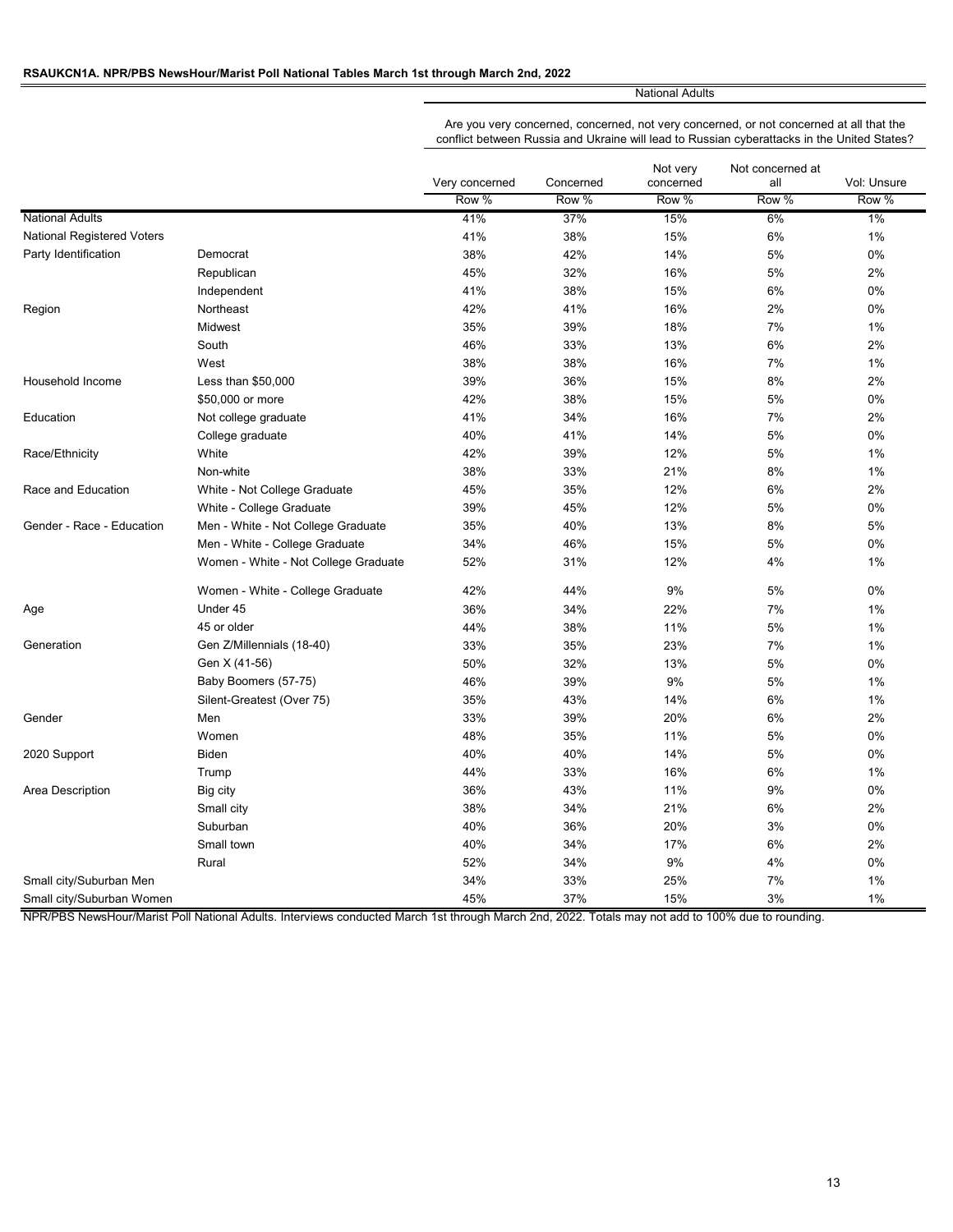**RSAUKCN1A. NPR/PBS NewsHour/Marist Poll National Tables March 1st through March 2nd, 2022**

| | | National Adults | | | | |
|---|---|---|---|---|---|---|
| | | Are you very concerned, concerned, not very concerned, or not concerned at all that the conflict between Russia and Ukraine will lead to Russian cyberattacks in the United States? | | | | |
| | | Very concerned | Concerned | Not very concerned | Not concerned at all | Vol: Unsure |
| | | Row % | Row % | Row % | Row % | Row % |
| National Adults | | 41% | 37% | 15% | 6% | 1% |
| National Registered Voters | | 41% | 38% | 15% | 6% | 1% |
| Party Identification | Democrat | 38% | 42% | 14% | 5% | 0% |
| | Republican | 45% | 32% | 16% | 5% | 2% |
| | Independent | 41% | 38% | 15% | 6% | 0% |
| Region | Northeast | 42% | 41% | 16% | 2% | 0% |
| | Midwest | 35% | 39% | 18% | 7% | 1% |
| | South | 46% | 33% | 13% | 6% | 2% |
| | West | 38% | 38% | 16% | 7% | 1% |
| Household Income | Less than $50,000 | 39% | 36% | 15% | 8% | 2% |
| | $50,000 or more | 42% | 38% | 15% | 5% | 0% |
| Education | Not college graduate | 41% | 34% | 16% | 7% | 2% |
| | College graduate | 40% | 41% | 14% | 5% | 0% |
| Race/Ethnicity | White | 42% | 39% | 12% | 5% | 1% |
| | Non-white | 38% | 33% | 21% | 8% | 1% |
| Race and Education | White - Not College Graduate | 45% | 35% | 12% | 6% | 2% |
| | White - College Graduate | 39% | 45% | 12% | 5% | 0% |
| Gender - Race - Education | Men - White - Not College Graduate | 35% | 40% | 13% | 8% | 5% |
| | Men - White - College Graduate | 34% | 46% | 15% | 5% | 0% |
| | Women - White - Not College Graduate | 52% | 31% | 12% | 4% | 1% |
| | Women - White - College Graduate | 42% | 44% | 9% | 5% | 0% |
| Age | Under 45 | 36% | 34% | 22% | 7% | 1% |
| | 45 or older | 44% | 38% | 11% | 5% | 1% |
| Generation | Gen Z/Millennials (18-40) | 33% | 35% | 23% | 7% | 1% |
| | Gen X (41-56) | 50% | 32% | 13% | 5% | 0% |
| | Baby Boomers (57-75) | 46% | 39% | 9% | 5% | 1% |
| | Silent-Greatest (Over 75) | 35% | 43% | 14% | 6% | 1% |
| Gender | Men | 33% | 39% | 20% | 6% | 2% |
| | Women | 48% | 35% | 11% | 5% | 0% |
| 2020 Support | Biden | 40% | 40% | 14% | 5% | 0% |
| | Trump | 44% | 33% | 16% | 6% | 1% |
| Area Description | Big city | 36% | 43% | 11% | 9% | 0% |
| | Small city | 38% | 34% | 21% | 6% | 2% |
| | Suburban | 40% | 36% | 20% | 3% | 0% |
| | Small town | 40% | 34% | 17% | 6% | 2% |
| | Rural | 52% | 34% | 9% | 4% | 0% |
| Small city/Suburban Men | | 34% | 33% | 25% | 7% | 1% |
| Small city/Suburban Women | | 45% | 37% | 15% | 3% | 1% |

NPR/PBS NewsHour/Marist Poll National Adults. Interviews conducted March 1st through March 2nd, 2022. Totals may not add to 100% due to rounding.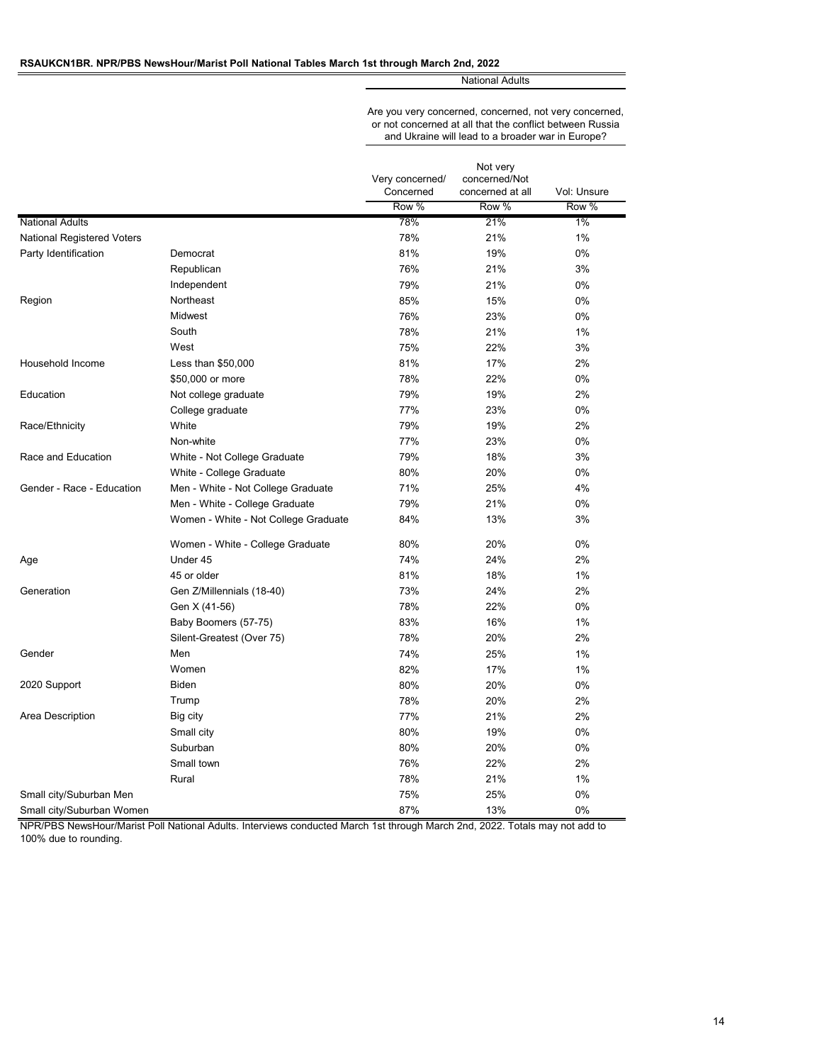**RSAUKCN1BR. NPR/PBS NewsHour/Marist Poll National Tables March 1st through March 2nd, 2022**

| | | National Adults | | |
|---|---|---|---|---|
| | | Are you very concerned, concerned, not very concerned, or not concerned at all that the conflict between Russia and Ukraine will lead to a broader war in Europe? | | |
| | | Very concerned/ Concerned | Not very concerned/Not concerned at all | Vol: Unsure |
| | | Row % | Row % | Row % |
| National Adults | | 78% | 21% | 1% |
| National Registered Voters | | 78% | 21% | 1% |
| Party Identification | Democrat | 81% | 19% | 0% |
| | Republican | 76% | 21% | 3% |
| | Independent | 79% | 21% | 0% |
| Region | Northeast | 85% | 15% | 0% |
| | Midwest | 76% | 23% | 0% |
| | South | 78% | 21% | 1% |
| | West | 75% | 22% | 3% |
| Household Income | Less than $50,000 | 81% | 17% | 2% |
| | $50,000 or more | 78% | 22% | 0% |
| Education | Not college graduate | 79% | 19% | 2% |
| | College graduate | 77% | 23% | 0% |
| Race/Ethnicity | White | 79% | 19% | 2% |
| | Non-white | 77% | 23% | 0% |
| Race and Education | White - Not College Graduate | 79% | 18% | 3% |
| | White - College Graduate | 80% | 20% | 0% |
| Gender - Race - Education | Men - White - Not College Graduate | 71% | 25% | 4% |
| | Men - White - College Graduate | 79% | 21% | 0% |
| | Women - White - Not College Graduate | 84% | 13% | 3% |
| | Women - White - College Graduate | 80% | 20% | 0% |
| Age | Under 45 | 74% | 24% | 2% |
| | 45 or older | 81% | 18% | 1% |
| Generation | Gen Z/Millennials (18-40) | 73% | 24% | 2% |
| | Gen X (41-56) | 78% | 22% | 0% |
| | Baby Boomers (57-75) | 83% | 16% | 1% |
| | Silent-Greatest (Over 75) | 78% | 20% | 2% |
| Gender | Men | 74% | 25% | 1% |
| | Women | 82% | 17% | 1% |
| 2020 Support | Biden | 80% | 20% | 0% |
| | Trump | 78% | 20% | 2% |
| Area Description | Big city | 77% | 21% | 2% |
| | Small city | 80% | 19% | 0% |
| | Suburban | 80% | 20% | 0% |
| | Small town | 76% | 22% | 2% |
| | Rural | 78% | 21% | 1% |
| Small city/Suburban Men | | 75% | 25% | 0% |
| Small city/Suburban Women | | 87% | 13% | 0% |

NPR/PBS NewsHour/Marist Poll National Adults. Interviews conducted March 1st through March 2nd, 2022. Totals may not add to 100% due to rounding.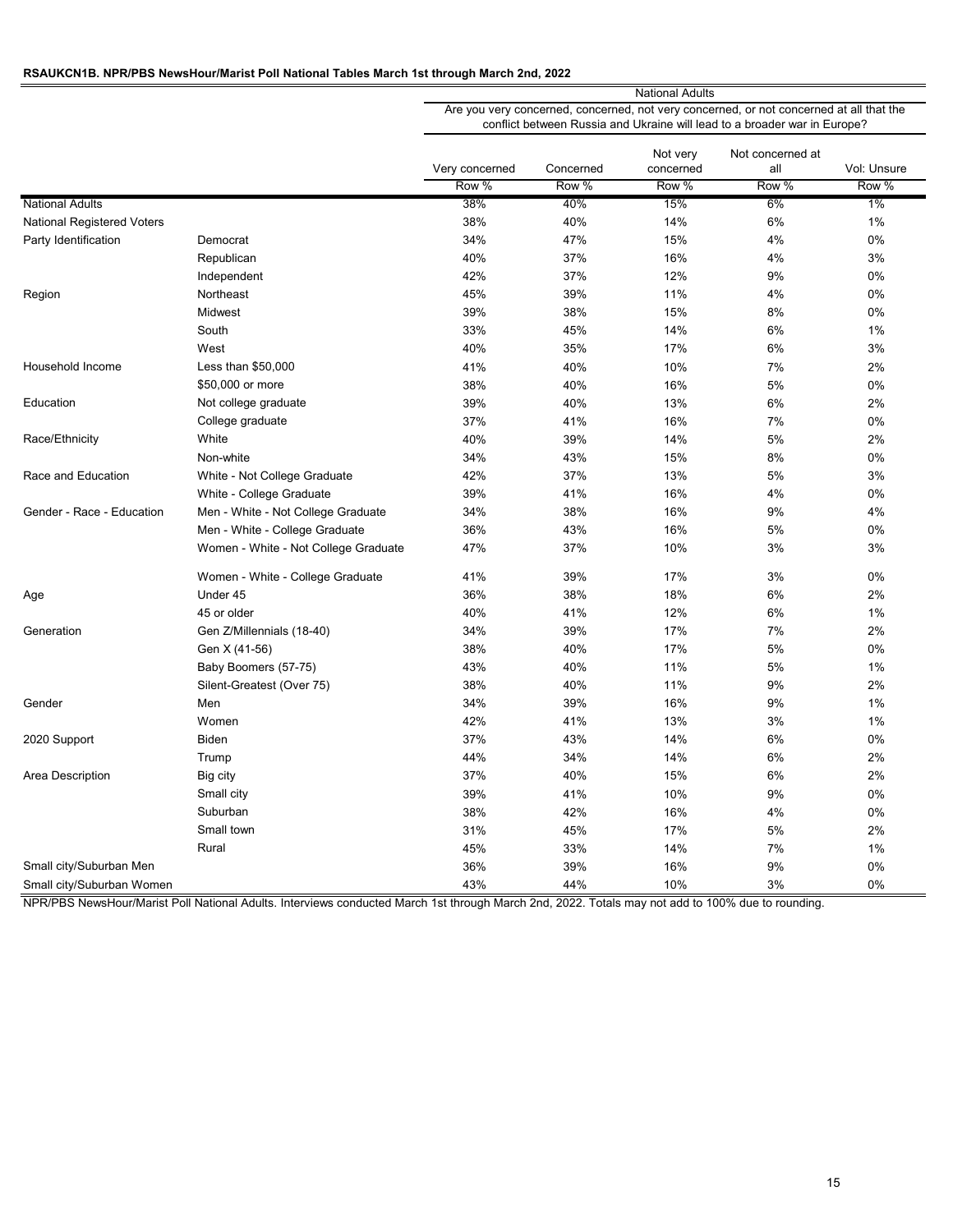**RSAUKCN1B. NPR/PBS NewsHour/Marist Poll National Tables March 1st through March 2nd, 2022**

| | | National Adults | | | | |
|---|---|---|---|---|---|---|
| | | Are you very concerned, concerned, not very concerned, or not concerned at all that the conflict between Russia and Ukraine will lead to a broader war in Europe? | | | | |
| | | Very concerned | Concerned | Not very concerned | Not concerned at all | Vol: Unsure |
| | | Row % | Row % | Row % | Row % | Row % |
| National Adults | | 38% | 40% | 15% | 6% | 1% |
| National Registered Voters | | 38% | 40% | 14% | 6% | 1% |
| Party Identification | Democrat | 34% | 47% | 15% | 4% | 0% |
| | Republican | 40% | 37% | 16% | 4% | 3% |
| | Independent | 42% | 37% | 12% | 9% | 0% |
| Region | Northeast | 45% | 39% | 11% | 4% | 0% |
| | Midwest | 39% | 38% | 15% | 8% | 0% |
| | South | 33% | 45% | 14% | 6% | 1% |
| | West | 40% | 35% | 17% | 6% | 3% |
| Household Income | Less than $50,000 | 41% | 40% | 10% | 7% | 2% |
| | $50,000 or more | 38% | 40% | 16% | 5% | 0% |
| Education | Not college graduate | 39% | 40% | 13% | 6% | 2% |
| | College graduate | 37% | 41% | 16% | 7% | 0% |
| Race/Ethnicity | White | 40% | 39% | 14% | 5% | 2% |
| | Non-white | 34% | 43% | 15% | 8% | 0% |
| Race and Education | White - Not College Graduate | 42% | 37% | 13% | 5% | 3% |
| | White - College Graduate | 39% | 41% | 16% | 4% | 0% |
| Gender - Race - Education | Men - White - Not College Graduate | 34% | 38% | 16% | 9% | 4% |
| | Men - White - College Graduate | 36% | 43% | 16% | 5% | 0% |
| | Women - White - Not College Graduate | 47% | 37% | 10% | 3% | 3% |
| | Women - White - College Graduate | 41% | 39% | 17% | 3% | 0% |
| Age | Under 45 | 36% | 38% | 18% | 6% | 2% |
| | 45 or older | 40% | 41% | 12% | 6% | 1% |
| Generation | Gen Z/Millennials (18-40) | 34% | 39% | 17% | 7% | 2% |
| | Gen X (41-56) | 38% | 40% | 17% | 5% | 0% |
| | Baby Boomers (57-75) | 43% | 40% | 11% | 5% | 1% |
| | Silent-Greatest (Over 75) | 38% | 40% | 11% | 9% | 2% |
| Gender | Men | 34% | 39% | 16% | 9% | 1% |
| | Women | 42% | 41% | 13% | 3% | 1% |
| 2020 Support | Biden | 37% | 43% | 14% | 6% | 0% |
| | Trump | 44% | 34% | 14% | 6% | 2% |
| Area Description | Big city | 37% | 40% | 15% | 6% | 2% |
| | Small city | 39% | 41% | 10% | 9% | 0% |
| | Suburban | 38% | 42% | 16% | 4% | 0% |
| | Small town | 31% | 45% | 17% | 5% | 2% |
| | Rural | 45% | 33% | 14% | 7% | 1% |
| Small city/Suburban Men | | 36% | 39% | 16% | 9% | 0% |
| Small city/Suburban Women | | 43% | 44% | 10% | 3% | 0% |

NPR/PBS NewsHour/Marist Poll National Adults. Interviews conducted March 1st through March 2nd, 2022. Totals may not add to 100% due to rounding.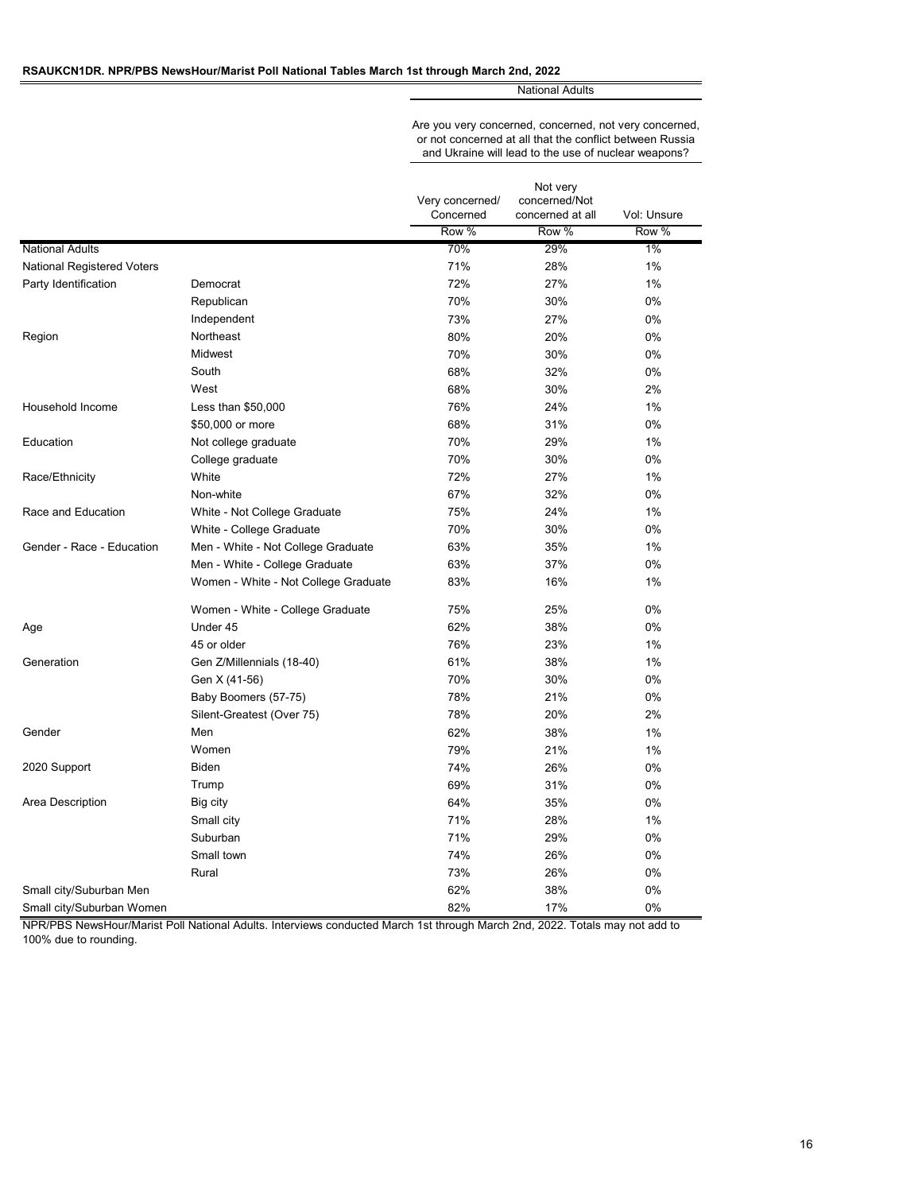**RSAUKCN1DR. NPR/PBS NewsHour/Marist Poll National Tables March 1st through March 2nd, 2022**

| | | National Adults | | |
|---|---|---|---|---|
| | | Are you very concerned, concerned, not very concerned, or not concerned at all that the conflict between Russia and Ukraine will lead to the use of nuclear weapons? | | |
| | | Very concerned/ Concerned | Not very concerned/Not concerned at all | Vol: Unsure |
| | | Row % | Row % | Row % |
| National Adults | | 70% | 29% | 1% |
| National Registered Voters | | 71% | 28% | 1% |
| Party Identification | Democrat | 72% | 27% | 1% |
| | Republican | 70% | 30% | 0% |
| | Independent | 73% | 27% | 0% |
| Region | Northeast | 80% | 20% | 0% |
| | Midwest | 70% | 30% | 0% |
| | South | 68% | 32% | 0% |
| | West | 68% | 30% | 2% |
| Household Income | Less than $50,000 | 76% | 24% | 1% |
| | $50,000 or more | 68% | 31% | 0% |
| Education | Not college graduate | 70% | 29% | 1% |
| | College graduate | 70% | 30% | 0% |
| Race/Ethnicity | White | 72% | 27% | 1% |
| | Non-white | 67% | 32% | 0% |
| Race and Education | White - Not College Graduate | 75% | 24% | 1% |
| | White - College Graduate | 70% | 30% | 0% |
| Gender - Race - Education | Men - White - Not College Graduate | 63% | 35% | 1% |
| | Men - White - College Graduate | 63% | 37% | 0% |
| | Women - White - Not College Graduate | 83% | 16% | 1% |
| | Women - White - College Graduate | 75% | 25% | 0% |
| Age | Under 45 | 62% | 38% | 0% |
| | 45 or older | 76% | 23% | 1% |
| Generation | Gen Z/Millennials (18-40) | 61% | 38% | 1% |
| | Gen X (41-56) | 70% | 30% | 0% |
| | Baby Boomers (57-75) | 78% | 21% | 0% |
| | Silent-Greatest (Over 75) | 78% | 20% | 2% |
| Gender | Men | 62% | 38% | 1% |
| | Women | 79% | 21% | 1% |
| 2020 Support | Biden | 74% | 26% | 0% |
| | Trump | 69% | 31% | 0% |
| Area Description | Big city | 64% | 35% | 0% |
| | Small city | 71% | 28% | 1% |
| | Suburban | 71% | 29% | 0% |
| | Small town | 74% | 26% | 0% |
| | Rural | 73% | 26% | 0% |
| Small city/Suburban Men | | 62% | 38% | 0% |
| Small city/Suburban Women | | 82% | 17% | 0% |

NPR/PBS NewsHour/Marist Poll National Adults. Interviews conducted March 1st through March 2nd, 2022. Totals may not add to 100% due to rounding.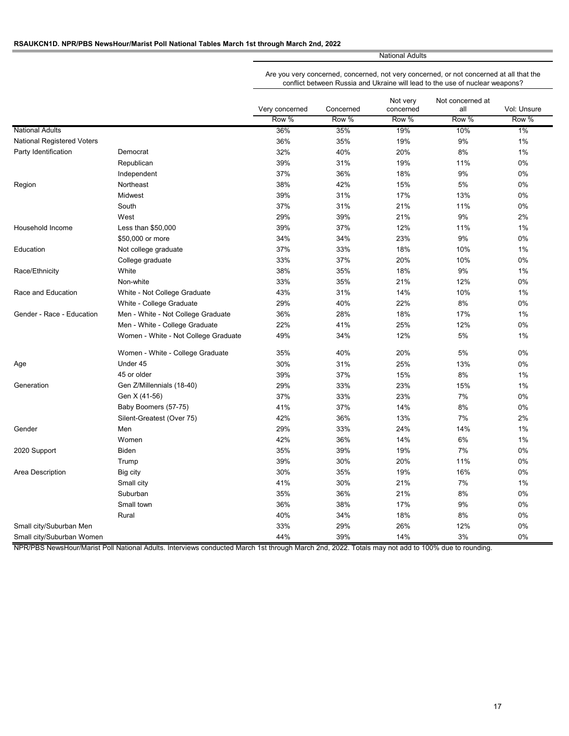**RSAUKCN1D. NPR/PBS NewsHour/Marist Poll National Tables March 1st through March 2nd, 2022**

| | | National Adults | | | | |
|---|---|---|---|---|---|---|
| | | Are you very concerned, concerned, not very concerned, or not concerned at all that the conflict between Russia and Ukraine will lead to the use of nuclear weapons? | | | | |
| | | Very concerned | Concerned | Not very concerned | Not concerned at all | Vol: Unsure |
| | | Row % | Row % | Row % | Row % | Row % |
| National Adults | | 36% | 35% | 19% | 10% | 1% |
| National Registered Voters | | 36% | 35% | 19% | 9% | 1% |
| Party Identification | Democrat | 32% | 40% | 20% | 8% | 1% |
| | Republican | 39% | 31% | 19% | 11% | 0% |
| | Independent | 37% | 36% | 18% | 9% | 0% |
| Region | Northeast | 38% | 42% | 15% | 5% | 0% |
| | Midwest | 39% | 31% | 17% | 13% | 0% |
| | South | 37% | 31% | 21% | 11% | 0% |
| | West | 29% | 39% | 21% | 9% | 2% |
| Household Income | Less than $50,000 | 39% | 37% | 12% | 11% | 1% |
| | $50,000 or more | 34% | 34% | 23% | 9% | 0% |
| Education | Not college graduate | 37% | 33% | 18% | 10% | 1% |
| | College graduate | 33% | 37% | 20% | 10% | 0% |
| Race/Ethnicity | White | 38% | 35% | 18% | 9% | 1% |
| | Non-white | 33% | 35% | 21% | 12% | 0% |
| Race and Education | White - Not College Graduate | 43% | 31% | 14% | 10% | 1% |
| | White - College Graduate | 29% | 40% | 22% | 8% | 0% |
| Gender - Race - Education | Men - White - Not College Graduate | 36% | 28% | 18% | 17% | 1% |
| | Men - White - College Graduate | 22% | 41% | 25% | 12% | 0% |
| | Women - White - Not College Graduate | 49% | 34% | 12% | 5% | 1% |
| | Women - White - College Graduate | 35% | 40% | 20% | 5% | 0% |
| Age | Under 45 | 30% | 31% | 25% | 13% | 0% |
| | 45 or older | 39% | 37% | 15% | 8% | 1% |
| Generation | Gen Z/Millennials (18-40) | 29% | 33% | 23% | 15% | 1% |
| | Gen X (41-56) | 37% | 33% | 23% | 7% | 0% |
| | Baby Boomers (57-75) | 41% | 37% | 14% | 8% | 0% |
| | Silent-Greatest (Over 75) | 42% | 36% | 13% | 7% | 2% |
| Gender | Men | 29% | 33% | 24% | 14% | 1% |
| | Women | 42% | 36% | 14% | 6% | 1% |
| 2020 Support | Biden | 35% | 39% | 19% | 7% | 0% |
| | Trump | 39% | 30% | 20% | 11% | 0% |
| Area Description | Big city | 30% | 35% | 19% | 16% | 0% |
| | Small city | 41% | 30% | 21% | 7% | 1% |
| | Suburban | 35% | 36% | 21% | 8% | 0% |
| | Small town | 36% | 38% | 17% | 9% | 0% |
| | Rural | 40% | 34% | 18% | 8% | 0% |
| Small city/Suburban Men | | 33% | 29% | 26% | 12% | 0% |
| Small city/Suburban Women | | 44% | 39% | 14% | 3% | 0% |

NPR/PBS NewsHour/Marist Poll National Adults. Interviews conducted March 1st through March 2nd, 2022. Totals may not add to 100% due to rounding.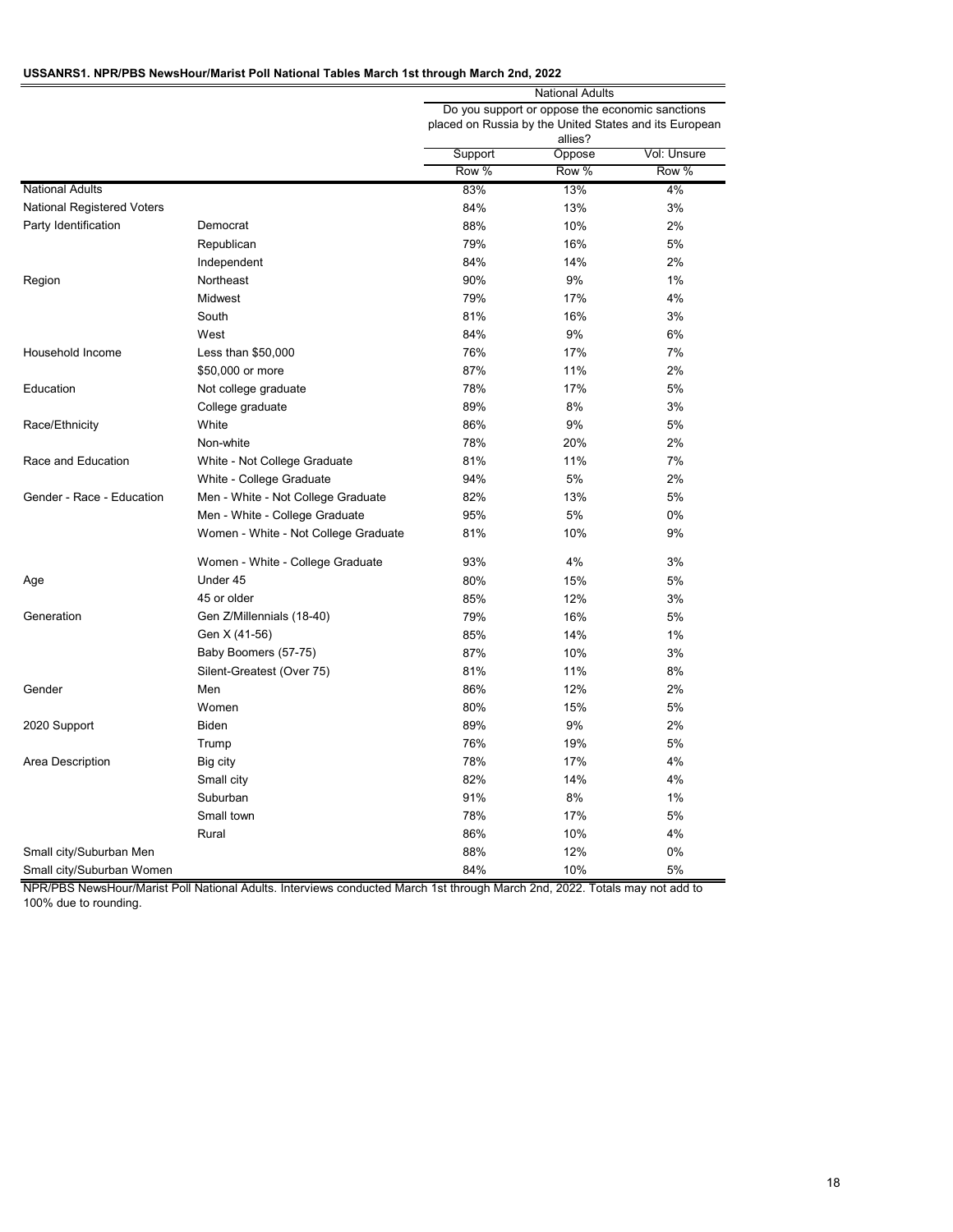**USSANRS1. NPR/PBS NewsHour/Marist Poll National Tables March 1st through March 2nd, 2022**

| | | National Adults | | |
|---|---|---|---|---|
| | | Do you support or oppose the economic sanctions placed on Russia by the United States and its European allies? | | |
| | | Support | Oppose | Vol: Unsure |
| | | Row % | Row % | Row % |
| National Adults | | 83% | 13% | 4% |
| National Registered Voters | | 84% | 13% | 3% |
| Party Identification | Democrat | 88% | 10% | 2% |
| | Republican | 79% | 16% | 5% |
| | Independent | 84% | 14% | 2% |
| Region | Northeast | 90% | 9% | 1% |
| | Midwest | 79% | 17% | 4% |
| | South | 81% | 16% | 3% |
| | West | 84% | 9% | 6% |
| Household Income | Less than $50,000 | 76% | 17% | 7% |
| | $50,000 or more | 87% | 11% | 2% |
| Education | Not college graduate | 78% | 17% | 5% |
| | College graduate | 89% | 8% | 3% |
| Race/Ethnicity | White | 86% | 9% | 5% |
| | Non-white | 78% | 20% | 2% |
| Race and Education | White - Not College Graduate | 81% | 11% | 7% |
| | White - College Graduate | 94% | 5% | 2% |
| Gender - Race - Education | Men - White - Not College Graduate | 82% | 13% | 5% |
| | Men - White - College Graduate | 95% | 5% | 0% |
| | Women - White - Not College Graduate | 81% | 10% | 9% |
| | Women - White - College Graduate | 93% | 4% | 3% |
| Age | Under 45 | 80% | 15% | 5% |
| | 45 or older | 85% | 12% | 3% |
| Generation | Gen Z/Millennials (18-40) | 79% | 16% | 5% |
| | Gen X (41-56) | 85% | 14% | 1% |
| | Baby Boomers (57-75) | 87% | 10% | 3% |
| | Silent-Greatest (Over 75) | 81% | 11% | 8% |
| Gender | Men | 86% | 12% | 2% |
| | Women | 80% | 15% | 5% |
| 2020 Support | Biden | 89% | 9% | 2% |
| | Trump | 76% | 19% | 5% |
| Area Description | Big city | 78% | 17% | 4% |
| | Small city | 82% | 14% | 4% |
| | Suburban | 91% | 8% | 1% |
| | Small town | 78% | 17% | 5% |
| | Rural | 86% | 10% | 4% |
| Small city/Suburban Men | | 88% | 12% | 0% |
| Small city/Suburban Women | | 84% | 10% | 5% |

NPR/PBS NewsHour/Marist Poll National Adults. Interviews conducted March 1st through March 2nd, 2022. Totals may not add to 100% due to rounding.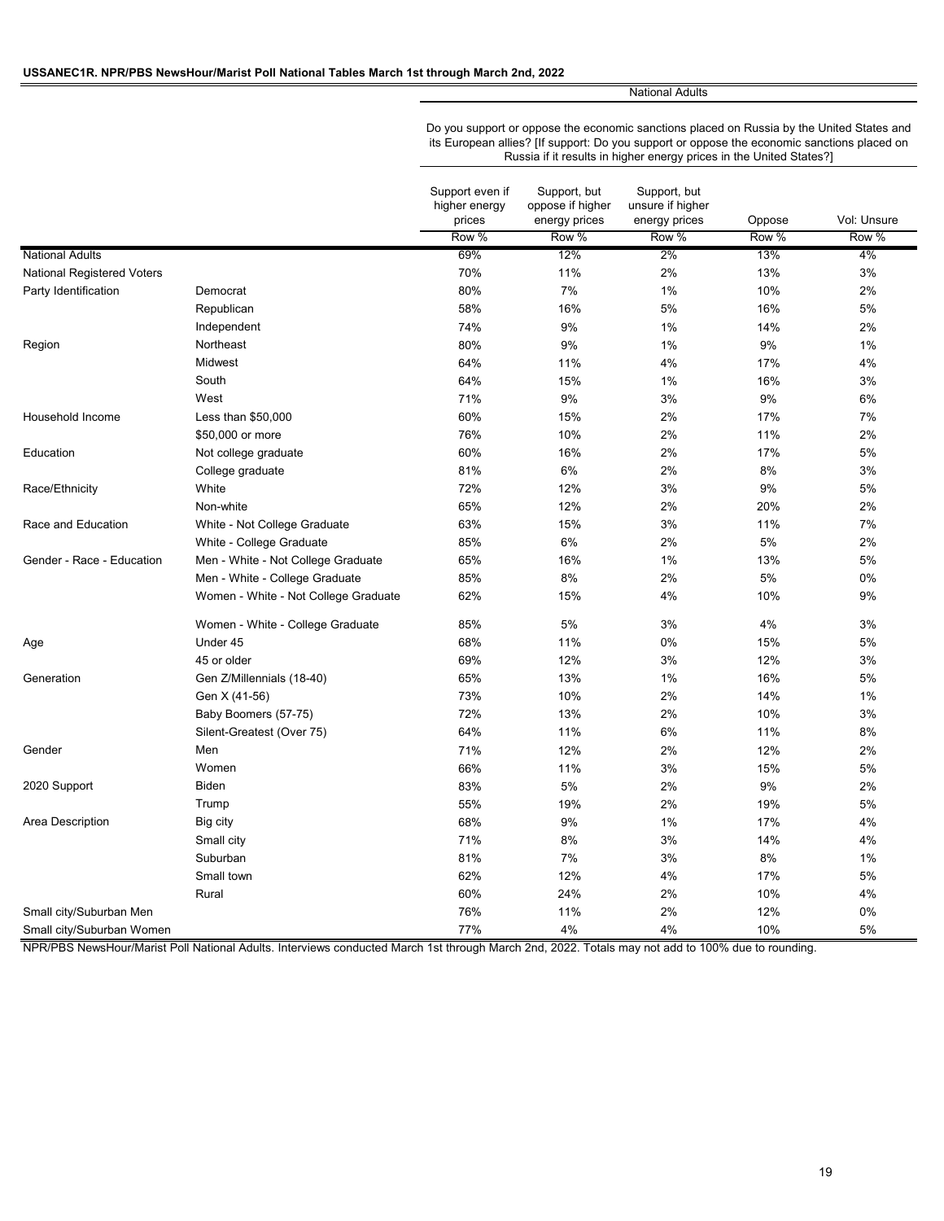**USSANEC1R. NPR/PBS NewsHour/Marist Poll National Tables March 1st through March 2nd, 2022**

| | | National Adults | | | | |
|---|---|---|---|---|---|---|
| | | Do you support or oppose the economic sanctions placed on Russia by the United States and its European allies? [If support: Do you support or oppose the economic sanctions placed on Russia if it results in higher energy prices in the United States?] | | | | |
| | | Support even if higher energy prices | Support, but oppose if higher energy prices | Support, but unsure if higher energy prices | Oppose | Vol: Unsure |
| | | Row % | Row % | Row % | Row % | Row % |
| National Adults | | 69% | 12% | 2% | 13% | 4% |
| National Registered Voters | | 70% | 11% | 2% | 13% | 3% |
| Party Identification | Democrat | 80% | 7% | 1% | 10% | 2% |
| | Republican | 58% | 16% | 5% | 16% | 5% |
| | Independent | 74% | 9% | 1% | 14% | 2% |
| Region | Northeast | 80% | 9% | 1% | 9% | 1% |
| | Midwest | 64% | 11% | 4% | 17% | 4% |
| | South | 64% | 15% | 1% | 16% | 3% |
| | West | 71% | 9% | 3% | 9% | 6% |
| Household Income | Less than $50,000 | 60% | 15% | 2% | 17% | 7% |
| | $50,000 or more | 76% | 10% | 2% | 11% | 2% |
| Education | Not college graduate | 60% | 16% | 2% | 17% | 5% |
| | College graduate | 81% | 6% | 2% | 8% | 3% |
| Race/Ethnicity | White | 72% | 12% | 3% | 9% | 5% |
| | Non-white | 65% | 12% | 2% | 20% | 2% |
| Race and Education | White - Not College Graduate | 63% | 15% | 3% | 11% | 7% |
| | White - College Graduate | 85% | 6% | 2% | 5% | 2% |
| Gender - Race - Education | Men - White - Not College Graduate | 65% | 16% | 1% | 13% | 5% |
| | Men - White - College Graduate | 85% | 8% | 2% | 5% | 0% |
| | Women - White - Not College Graduate | 62% | 15% | 4% | 10% | 9% |
| | Women - White - College Graduate | 85% | 5% | 3% | 4% | 3% |
| Age | Under 45 | 68% | 11% | 0% | 15% | 5% |
| | 45 or older | 69% | 12% | 3% | 12% | 3% |
| Generation | Gen Z/Millennials (18-40) | 65% | 13% | 1% | 16% | 5% |
| | Gen X (41-56) | 73% | 10% | 2% | 14% | 1% |
| | Baby Boomers (57-75) | 72% | 13% | 2% | 10% | 3% |
| | Silent-Greatest (Over 75) | 64% | 11% | 6% | 11% | 8% |
| Gender | Men | 71% | 12% | 2% | 12% | 2% |
| | Women | 66% | 11% | 3% | 15% | 5% |
| 2020 Support | Biden | 83% | 5% | 2% | 9% | 2% |
| | Trump | 55% | 19% | 2% | 19% | 5% |
| Area Description | Big city | 68% | 9% | 1% | 17% | 4% |
| | Small city | 71% | 8% | 3% | 14% | 4% |
| | Suburban | 81% | 7% | 3% | 8% | 1% |
| | Small town | 62% | 12% | 4% | 17% | 5% |
| | Rural | 60% | 24% | 2% | 10% | 4% |
| Small city/Suburban Men | | 76% | 11% | 2% | 12% | 0% |
| Small city/Suburban Women | | 77% | 4% | 4% | 10% | 5% |

NPR/PBS NewsHour/Marist Poll National Adults. Interviews conducted March 1st through March 2nd, 2022. Totals may not add to 100% due to rounding.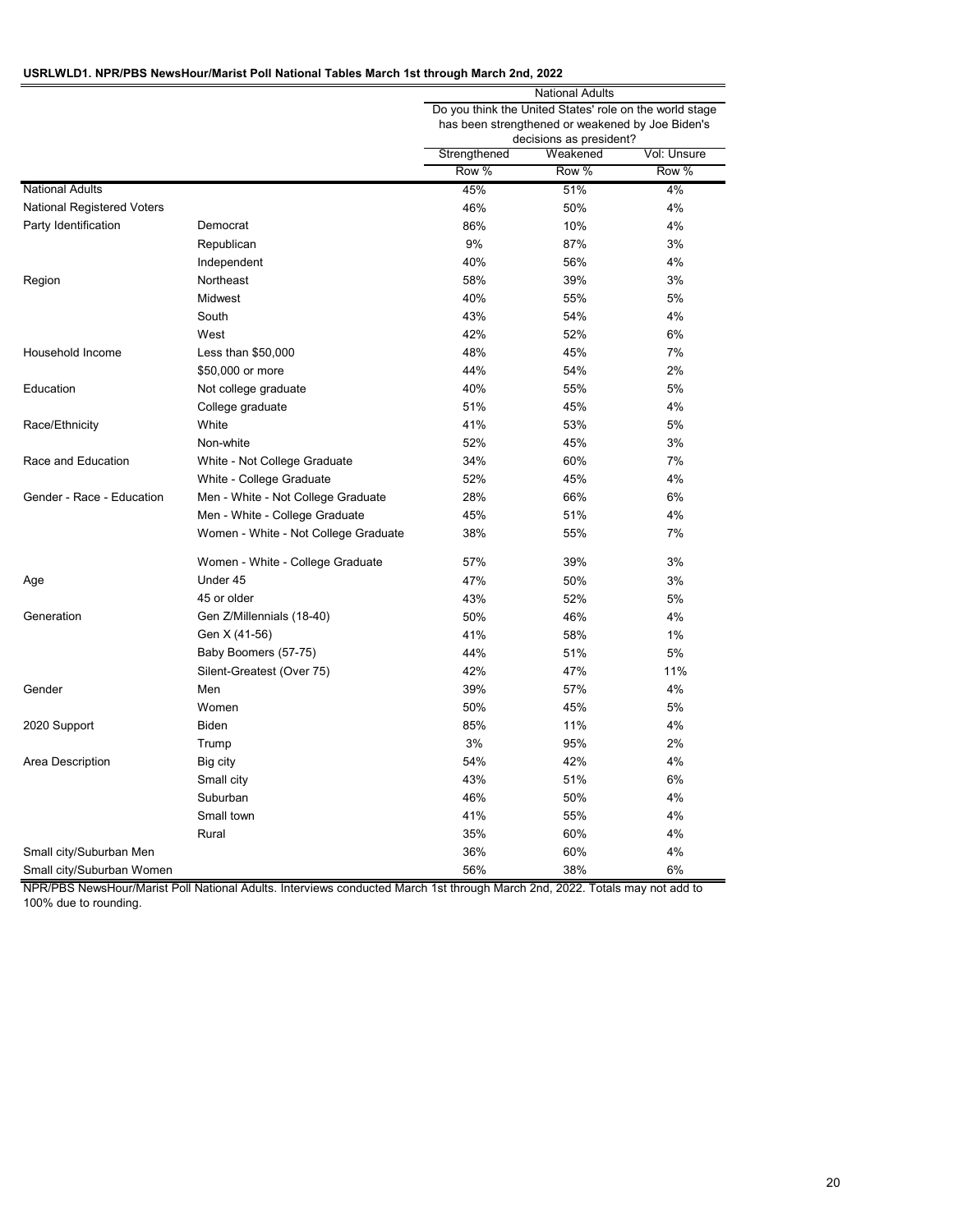**USRLWLD1. NPR/PBS NewsHour/Marist Poll National Tables March 1st through March 2nd, 2022**

| | | National Adults | | |
|---|---|---|---|---|
| | | Do you think the United States' role on the world stage has been strengthened or weakened by Joe Biden's decisions as president? | | |
| | | Strengthened | Weakened | Vol: Unsure |
| | | Row % | Row % | Row % |
| National Adults | | 45% | 51% | 4% |
| National Registered Voters | | 46% | 50% | 4% |
| Party Identification | Democrat | 86% | 10% | 4% |
| | Republican | 9% | 87% | 3% |
| | Independent | 40% | 56% | 4% |
| Region | Northeast | 58% | 39% | 3% |
| | Midwest | 40% | 55% | 5% |
| | South | 43% | 54% | 4% |
| | West | 42% | 52% | 6% |
| Household Income | Less than $50,000 | 48% | 45% | 7% |
| | $50,000 or more | 44% | 54% | 2% |
| Education | Not college graduate | 40% | 55% | 5% |
| | College graduate | 51% | 45% | 4% |
| Race/Ethnicity | White | 41% | 53% | 5% |
| | Non-white | 52% | 45% | 3% |
| Race and Education | White - Not College Graduate | 34% | 60% | 7% |
| | White - College Graduate | 52% | 45% | 4% |
| Gender - Race - Education | Men - White - Not College Graduate | 28% | 66% | 6% |
| | Men - White - College Graduate | 45% | 51% | 4% |
| | Women - White - Not College Graduate | 38% | 55% | 7% |
| | Women - White - College Graduate | 57% | 39% | 3% |
| Age | Under 45 | 47% | 50% | 3% |
| | 45 or older | 43% | 52% | 5% |
| Generation | Gen Z/Millennials (18-40) | 50% | 46% | 4% |
| | Gen X (41-56) | 41% | 58% | 1% |
| | Baby Boomers (57-75) | 44% | 51% | 5% |
| | Silent-Greatest (Over 75) | 42% | 47% | 11% |
| Gender | Men | 39% | 57% | 4% |
| | Women | 50% | 45% | 5% |
| 2020 Support | Biden | 85% | 11% | 4% |
| | Trump | 3% | 95% | 2% |
| Area Description | Big city | 54% | 42% | 4% |
| | Small city | 43% | 51% | 6% |
| | Suburban | 46% | 50% | 4% |
| | Small town | 41% | 55% | 4% |
| | Rural | 35% | 60% | 4% |
| Small city/Suburban Men | | 36% | 60% | 4% |
| Small city/Suburban Women | | 56% | 38% | 6% |

NPR/PBS NewsHour/Marist Poll National Adults. Interviews conducted March 1st through March 2nd, 2022. Totals may not add to 100% due to rounding.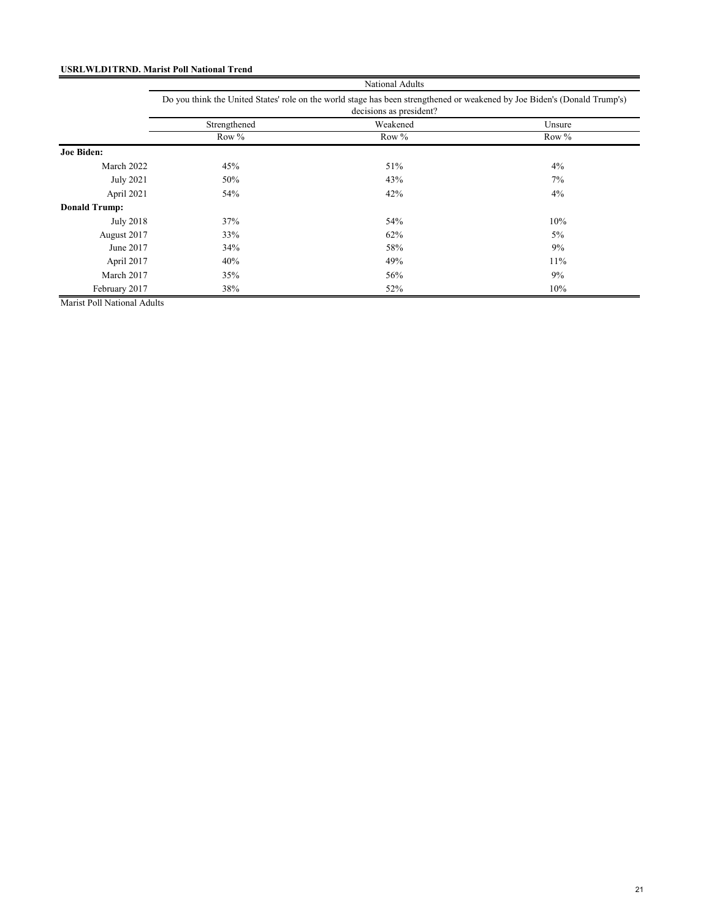**USRLWLD1TRND. Marist Poll National Trend**

| | National Adults | | |
|---|---|---|---|
| | Do you think the United States' role on the world stage has been strengthened or weakened by Joe Biden's (Donald Trump's) decisions as president? | | |
| | Strengthened | Weakened | Unsure |
| | Row % | Row % | Row % |
| **Joe Biden:** | | | |
| March 2022 | 45% | 51% | 4% |
| July 2021 | 50% | 43% | 7% |
| April 2021 | 54% | 42% | 4% |
| **Donald Trump:** | | | |
| July 2018 | 37% | 54% | 10% |
| August 2017 | 33% | 62% | 5% |
| June 2017 | 34% | 58% | 9% |
| April 2017 | 40% | 49% | 11% |
| March 2017 | 35% | 56% | 9% |
| February 2017 | 38% | 52% | 10% |

Marist Poll National Adults